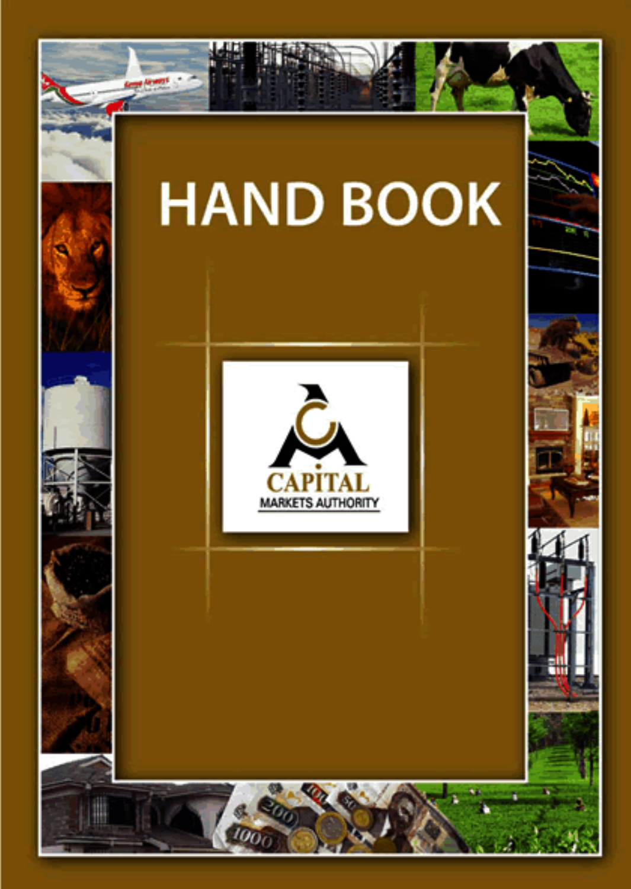# HAND BOOK

CAPITAL MARKETS AUTHORITY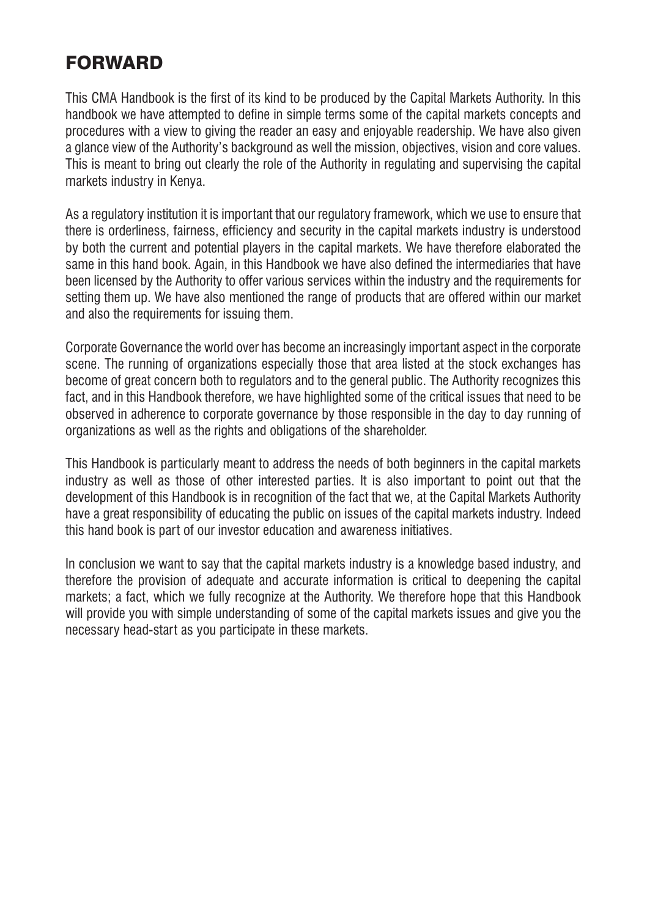# FORWARD

This CMA Handbook is the first of its kind to be produced by the Capital Markets Authority. In this handbook we have attempted to define in simple terms some of the capital markets concepts and procedures with a view to giving the reader an easy and enjoyable readership. We have also given a glance view of the Authority's background as well the mission, objectives, vision and core values. This is meant to bring out clearly the role of the Authority in regulating and supervising the capital markets industry in Kenya.

As a regulatory institution it is important that our regulatory framework, which we use to ensure that there is orderliness, fairness, efficiency and security in the capital markets industry is understood by both the current and potential players in the capital markets. We have therefore elaborated the same in this hand book. Again, in this Handbook we have also defined the intermediaries that have been licensed by the Authority to offer various services within the industry and the requirements for setting them up. We have also mentioned the range of products that are offered within our market and also the requirements for issuing them.

Corporate Governance the world over has become an increasingly important aspect in the corporate scene. The running of organizations especially those that area listed at the stock exchanges has become of great concern both to regulators and to the general public. The Authority recognizes this fact, and in this Handbook therefore, we have highlighted some of the critical issues that need to be observed in adherence to corporate governance by those responsible in the day to day running of organizations as well as the rights and obligations of the shareholder.

This Handbook is particularly meant to address the needs of both beginners in the capital markets industry as well as those of other interested parties. It is also important to point out that the development of this Handbook is in recognition of the fact that we, at the Capital Markets Authority have a great responsibility of educating the public on issues of the capital markets industry. Indeed this hand book is part of our investor education and awareness initiatives.

In conclusion we want to say that the capital markets industry is a knowledge based industry, and therefore the provision of adequate and accurate information is critical to deepening the capital markets; a fact, which we fully recognize at the Authority. We therefore hope that this Handbook will provide you with simple understanding of some of the capital markets issues and give you the necessary head-start as you participate in these markets.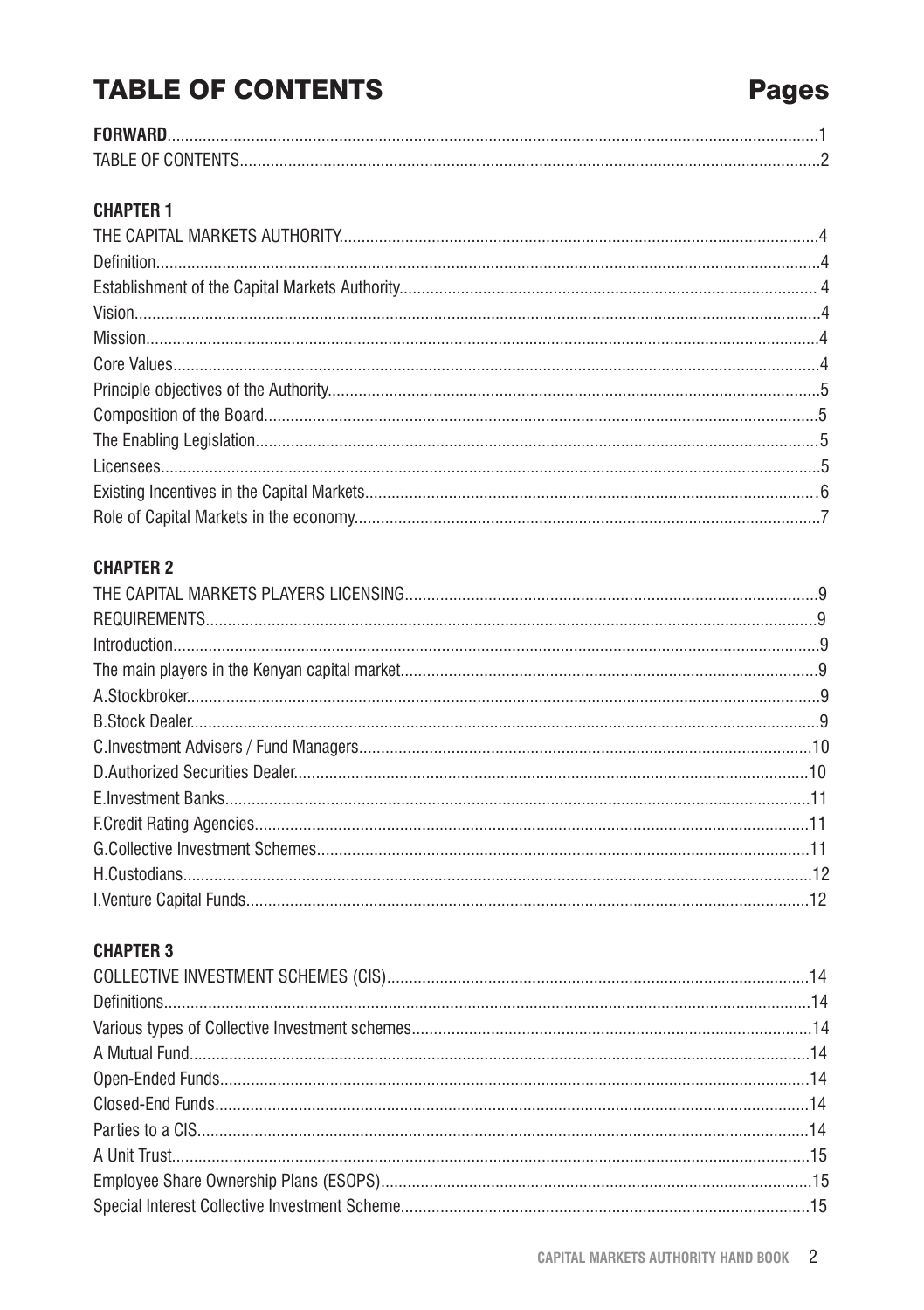# TABLE OF CONTENTS

| | Pages |
|---|---|
| **FORWARD** | 1 |
| TABLE OF CONTENTS | 2 |

**CHAPTER 1**

| | |
|---|---|
| THE CAPITAL MARKETS AUTHORITY | 4 |
| Definition | 4 |
| Establishment of the Capital Markets Authority | 4 |
| Vision | 4 |
| Mission | 4 |
| Core Values | 4 |
| Principle objectives of the Authority | 5 |
| Composition of the Board | 5 |
| The Enabling Legislation | 5 |
| Licensees | 5 |
| Existing Incentives in the Capital Markets | 6 |
| Role of Capital Markets in the economy | 7 |

**CHAPTER 2**

| | |
|---|---|
| THE CAPITAL MARKETS PLAYERS LICENSING | 9 |
| REQUIREMENTS | 9 |
| Introduction | 9 |
| The main players in the Kenyan capital market | 9 |
| A.Stockbroker | 9 |
| B.Stock Dealer | 9 |
| C.Investment Advisers / Fund Managers | 10 |
| D.Authorized Securities Dealer | 10 |
| E.Investment Banks | 11 |
| F.Credit Rating Agencies | 11 |
| G.Collective Investment Schemes | 11 |
| H.Custodians | 12 |
| I.Venture Capital Funds | 12 |

**CHAPTER 3**

| | |
|---|---|
| COLLECTIVE INVESTMENT SCHEMES (CIS) | 14 |
| Definitions | 14 |
| Various types of Collective Investment schemes | 14 |
| A Mutual Fund | 14 |
| Open-Ended Funds | 14 |
| Closed-End Funds | 14 |
| Parties to a CIS | 14 |
| A Unit Trust | 15 |
| Employee Share Ownership Plans (ESOPS) | 15 |
| Special Interest Collective Investment Scheme | 15 |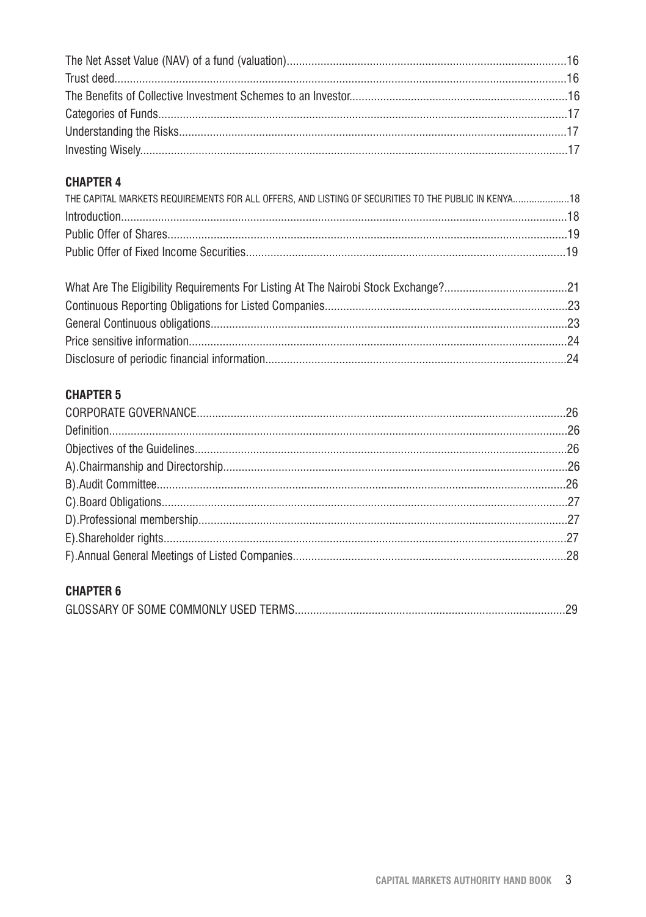The Net Asset Value (NAV) of a fund (valuation)....................16
Trust deed....................16
The Benefits of Collective Investment Schemes to an Investor....................16
Categories of Funds....................17
Understanding the Risks....................17
Investing Wisely....................17

**CHAPTER 4**

THE CAPITAL MARKETS REQUIREMENTS FOR ALL OFFERS, AND LISTING OF SECURITIES TO THE PUBLIC IN KENYA....................18
Introduction....................18
Public Offer of Shares....................19
Public Offer of Fixed Income Securities....................19

What Are The Eligibility Requirements For Listing At The Nairobi Stock Exchange?....................21
Continuous Reporting Obligations for Listed Companies....................23
General Continuous obligations....................23
Price sensitive information....................24
Disclosure of periodic financial information....................24

**CHAPTER 5**

CORPORATE GOVERNANCE....................26
Definition....................26
Objectives of the Guidelines....................26
A).Chairmanship and Directorship....................26
B).Audit Committee....................26
C).Board Obligations....................27
D).Professional membership....................27
E).Shareholder rights....................27
F).Annual General Meetings of Listed Companies....................28

**CHAPTER 6**

GLOSSARY OF SOME COMMONLY USED TERMS....................29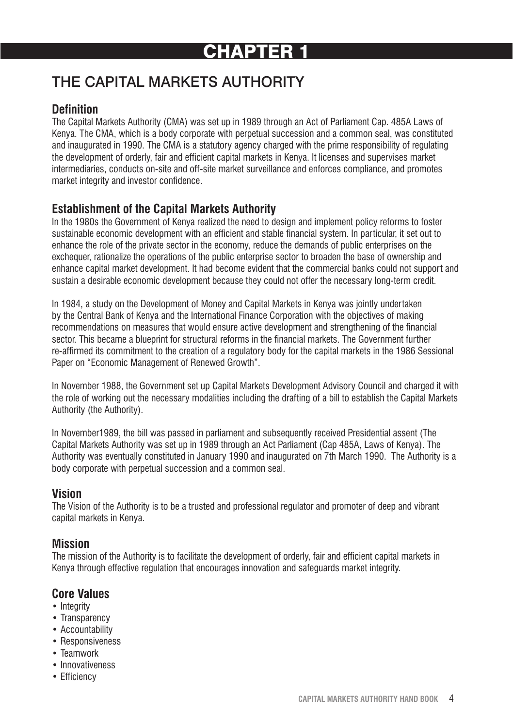# CHAPTER 1

## THE CAPITAL MARKETS AUTHORITY

### Definition

The Capital Markets Authority (CMA) was set up in 1989 through an Act of Parliament Cap. 485A Laws of Kenya. The CMA, which is a body corporate with perpetual succession and a common seal, was constituted and inaugurated in 1990. The CMA is a statutory agency charged with the prime responsibility of regulating the development of orderly, fair and efficient capital markets in Kenya. It licenses and supervises market intermediaries, conducts on-site and off-site market surveillance and enforces compliance, and promotes market integrity and investor confidence.

### Establishment of the Capital Markets Authority

In the 1980s the Government of Kenya realized the need to design and implement policy reforms to foster sustainable economic development with an efficient and stable financial system. In particular, it set out to enhance the role of the private sector in the economy, reduce the demands of public enterprises on the exchequer, rationalize the operations of the public enterprise sector to broaden the base of ownership and enhance capital market development. It had become evident that the commercial banks could not support and sustain a desirable economic development because they could not offer the necessary long-term credit.

In 1984, a study on the Development of Money and Capital Markets in Kenya was jointly undertaken by the Central Bank of Kenya and the International Finance Corporation with the objectives of making recommendations on measures that would ensure active development and strengthening of the financial sector. This became a blueprint for structural reforms in the financial markets. The Government further re-affirmed its commitment to the creation of a regulatory body for the capital markets in the 1986 Sessional Paper on "Economic Management of Renewed Growth".

In November 1988, the Government set up Capital Markets Development Advisory Council and charged it with the role of working out the necessary modalities including the drafting of a bill to establish the Capital Markets Authority (the Authority).

In November1989, the bill was passed in parliament and subsequently received Presidential assent (The Capital Markets Authority was set up in 1989 through an Act Parliament (Cap 485A, Laws of Kenya). The Authority was eventually constituted in January 1990 and inaugurated on 7th March 1990. The Authority is a body corporate with perpetual succession and a common seal.

### Vision

The Vision of the Authority is to be a trusted and professional regulator and promoter of deep and vibrant capital markets in Kenya.

### Mission

The mission of the Authority is to facilitate the development of orderly, fair and efficient capital markets in Kenya through effective regulation that encourages innovation and safeguards market integrity.

### Core Values

- Integrity
- Transparency
- Accountability
- Responsiveness
- Teamwork
- Innovativeness
- Efficiency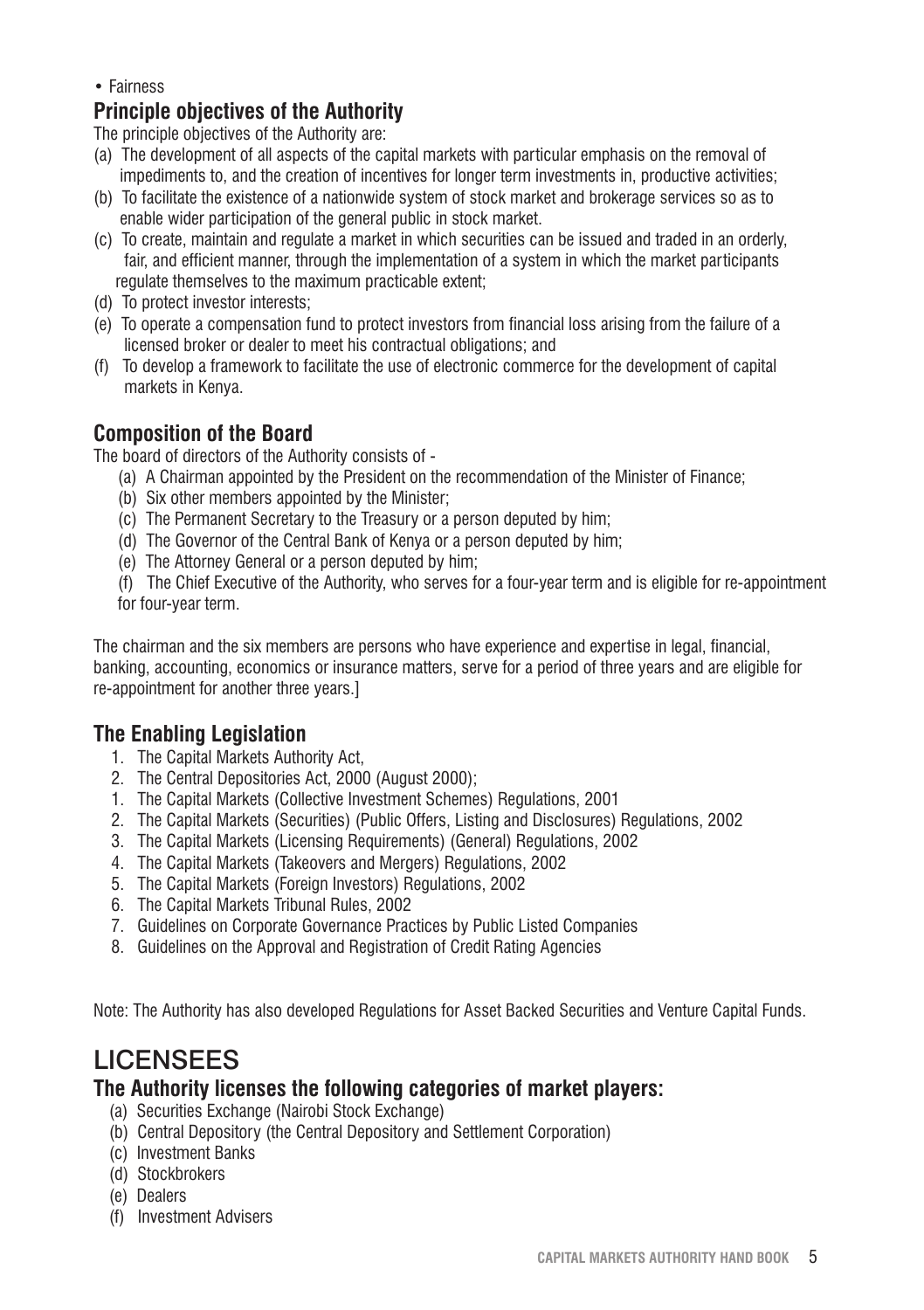- Fairness

## Principle objectives of the Authority

The principle objectives of the Authority are:

(a) The development of all aspects of the capital markets with particular emphasis on the removal of impediments to, and the creation of incentives for longer term investments in, productive activities;

(b) To facilitate the existence of a nationwide system of stock market and brokerage services so as to enable wider participation of the general public in stock market.

(c) To create, maintain and regulate a market in which securities can be issued and traded in an orderly, fair, and efficient manner, through the implementation of a system in which the market participants regulate themselves to the maximum practicable extent;

(d) To protect investor interests;

(e) To operate a compensation fund to protect investors from financial loss arising from the failure of a licensed broker or dealer to meet his contractual obligations; and

(f) To develop a framework to facilitate the use of electronic commerce for the development of capital markets in Kenya.

## Composition of the Board

The board of directors of the Authority consists of -

(a) A Chairman appointed by the President on the recommendation of the Minister of Finance;

(b) Six other members appointed by the Minister;

(c) The Permanent Secretary to the Treasury or a person deputed by him;

(d) The Governor of the Central Bank of Kenya or a person deputed by him;

(e) The Attorney General or a person deputed by him;

(f) The Chief Executive of the Authority, who serves for a four-year term and is eligible for re-appointment for four-year term.

The chairman and the six members are persons who have experience and expertise in legal, financial, banking, accounting, economics or insurance matters, serve for a period of three years and are eligible for re-appointment for another three years.]

## The Enabling Legislation

1. The Capital Markets Authority Act,
2. The Central Depositories Act, 2000 (August 2000);
1. The Capital Markets (Collective Investment Schemes) Regulations, 2001
2. The Capital Markets (Securities) (Public Offers, Listing and Disclosures) Regulations, 2002
3. The Capital Markets (Licensing Requirements) (General) Regulations, 2002
4. The Capital Markets (Takeovers and Mergers) Regulations, 2002
5. The Capital Markets (Foreign Investors) Regulations, 2002
6. The Capital Markets Tribunal Rules, 2002
7. Guidelines on Corporate Governance Practices by Public Listed Companies
8. Guidelines on the Approval and Registration of Credit Rating Agencies

Note: The Authority has also developed Regulations for Asset Backed Securities and Venture Capital Funds.

# LICENSEES

## The Authority licenses the following categories of market players:

(a) Securities Exchange (Nairobi Stock Exchange)

(b) Central Depository (the Central Depository and Settlement Corporation)

(c) Investment Banks

(d) Stockbrokers

(e) Dealers

(f) Investment Advisers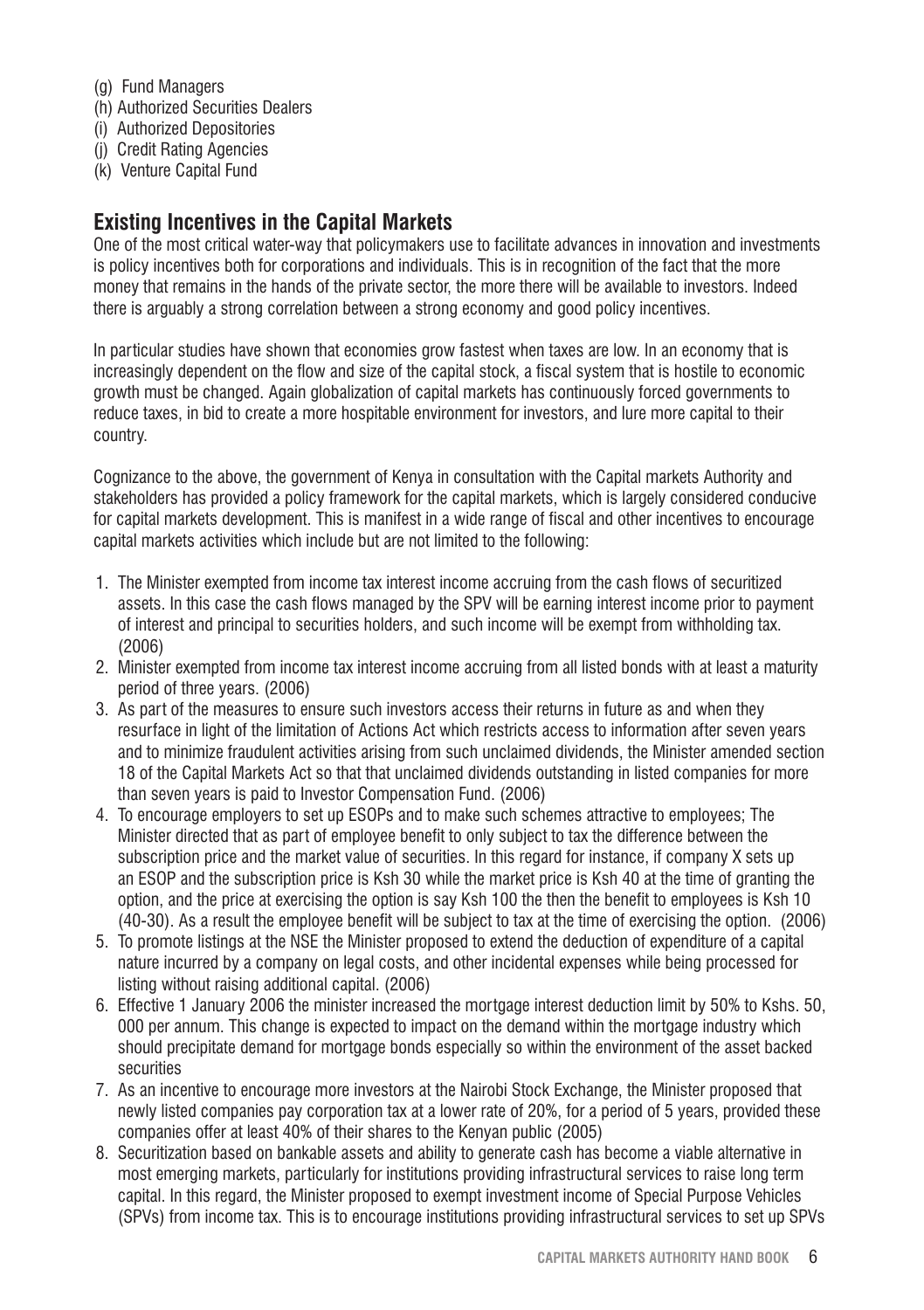(g) Fund Managers
(h) Authorized Securities Dealers
(i) Authorized Depositories
(j) Credit Rating Agencies
(k) Venture Capital Fund

## Existing Incentives in the Capital Markets

One of the most critical water-way that policymakers use to facilitate advances in innovation and investments is policy incentives both for corporations and individuals. This is in recognition of the fact that the more money that remains in the hands of the private sector, the more there will be available to investors. Indeed there is arguably a strong correlation between a strong economy and good policy incentives.

In particular studies have shown that economies grow fastest when taxes are low. In an economy that is increasingly dependent on the flow and size of the capital stock, a fiscal system that is hostile to economic growth must be changed. Again globalization of capital markets has continuously forced governments to reduce taxes, in bid to create a more hospitable environment for investors, and lure more capital to their country.

Cognizance to the above, the government of Kenya in consultation with the Capital markets Authority and stakeholders has provided a policy framework for the capital markets, which is largely considered conducive for capital markets development. This is manifest in a wide range of fiscal and other incentives to encourage capital markets activities which include but are not limited to the following:

1. The Minister exempted from income tax interest income accruing from the cash flows of securitized assets. In this case the cash flows managed by the SPV will be earning interest income prior to payment of interest and principal to securities holders, and such income will be exempt from withholding tax. (2006)
2. Minister exempted from income tax interest income accruing from all listed bonds with at least a maturity period of three years. (2006)
3. As part of the measures to ensure such investors access their returns in future as and when they resurface in light of the limitation of Actions Act which restricts access to information after seven years and to minimize fraudulent activities arising from such unclaimed dividends, the Minister amended section 18 of the Capital Markets Act so that that unclaimed dividends outstanding in listed companies for more than seven years is paid to Investor Compensation Fund. (2006)
4. To encourage employers to set up ESOPs and to make such schemes attractive to employees; The Minister directed that as part of employee benefit to only subject to tax the difference between the subscription price and the market value of securities. In this regard for instance, if company X sets up an ESOP and the subscription price is Ksh 30 while the market price is Ksh 40 at the time of granting the option, and the price at exercising the option is say Ksh 100 the then the benefit to employees is Ksh 10 (40-30). As a result the employee benefit will be subject to tax at the time of exercising the option. (2006)
5. To promote listings at the NSE the Minister proposed to extend the deduction of expenditure of a capital nature incurred by a company on legal costs, and other incidental expenses while being processed for listing without raising additional capital. (2006)
6. Effective 1 January 2006 the minister increased the mortgage interest deduction limit by 50% to Kshs. 50, 000 per annum. This change is expected to impact on the demand within the mortgage industry which should precipitate demand for mortgage bonds especially so within the environment of the asset backed securities
7. As an incentive to encourage more investors at the Nairobi Stock Exchange, the Minister proposed that newly listed companies pay corporation tax at a lower rate of 20%, for a period of 5 years, provided these companies offer at least 40% of their shares to the Kenyan public (2005)
8. Securitization based on bankable assets and ability to generate cash has become a viable alternative in most emerging markets, particularly for institutions providing infrastructural services to raise long term capital. In this regard, the Minister proposed to exempt investment income of Special Purpose Vehicles (SPVs) from income tax. This is to encourage institutions providing infrastructural services to set up SPVs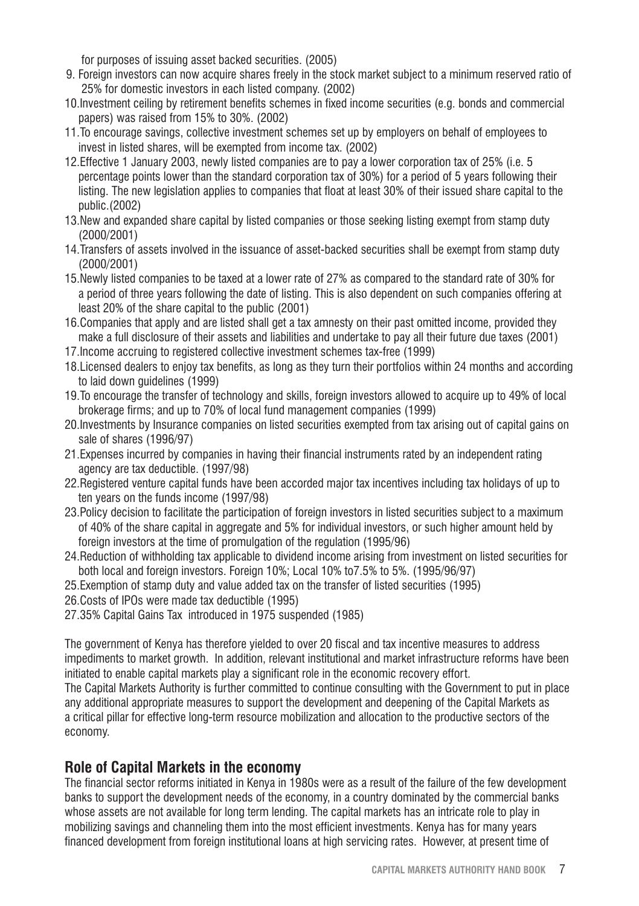for purposes of issuing asset backed securities. (2005)

9. Foreign investors can now acquire shares freely in the stock market subject to a minimum reserved ratio of 25% for domestic investors in each listed company. (2002)
10. Investment ceiling by retirement benefits schemes in fixed income securities (e.g. bonds and commercial papers) was raised from 15% to 30%. (2002)
11. To encourage savings, collective investment schemes set up by employers on behalf of employees to invest in listed shares, will be exempted from income tax. (2002)
12. Effective 1 January 2003, newly listed companies are to pay a lower corporation tax of 25% (i.e. 5 percentage points lower than the standard corporation tax of 30%) for a period of 5 years following their listing. The new legislation applies to companies that float at least 30% of their issued share capital to the public.(2002)
13. New and expanded share capital by listed companies or those seeking listing exempt from stamp duty (2000/2001)
14. Transfers of assets involved in the issuance of asset-backed securities shall be exempt from stamp duty (2000/2001)
15. Newly listed companies to be taxed at a lower rate of 27% as compared to the standard rate of 30% for a period of three years following the date of listing. This is also dependent on such companies offering at least 20% of the share capital to the public (2001)
16. Companies that apply and are listed shall get a tax amnesty on their past omitted income, provided they make a full disclosure of their assets and liabilities and undertake to pay all their future due taxes (2001)
17. Income accruing to registered collective investment schemes tax-free (1999)
18. Licensed dealers to enjoy tax benefits, as long as they turn their portfolios within 24 months and according to laid down guidelines (1999)
19. To encourage the transfer of technology and skills, foreign investors allowed to acquire up to 49% of local brokerage firms; and up to 70% of local fund management companies (1999)
20. Investments by Insurance companies on listed securities exempted from tax arising out of capital gains on sale of shares (1996/97)
21. Expenses incurred by companies in having their financial instruments rated by an independent rating agency are tax deductible. (1997/98)
22. Registered venture capital funds have been accorded major tax incentives including tax holidays of up to ten years on the funds income (1997/98)
23. Policy decision to facilitate the participation of foreign investors in listed securities subject to a maximum of 40% of the share capital in aggregate and 5% for individual investors, or such higher amount held by foreign investors at the time of promulgation of the regulation (1995/96)
24. Reduction of withholding tax applicable to dividend income arising from investment on listed securities for both local and foreign investors. Foreign 10%; Local 10% to7.5% to 5%. (1995/96/97)
25. Exemption of stamp duty and value added tax on the transfer of listed securities (1995)
26. Costs of IPOs were made tax deductible (1995)
27. 35% Capital Gains Tax introduced in 1975 suspended (1985)

The government of Kenya has therefore yielded to over 20 fiscal and tax incentive measures to address impediments to market growth. In addition, relevant institutional and market infrastructure reforms have been initiated to enable capital markets play a significant role in the economic recovery effort.

The Capital Markets Authority is further committed to continue consulting with the Government to put in place any additional appropriate measures to support the development and deepening of the Capital Markets as a critical pillar for effective long-term resource mobilization and allocation to the productive sectors of the economy.

## Role of Capital Markets in the economy

The financial sector reforms initiated in Kenya in 1980s were as a result of the failure of the few development banks to support the development needs of the economy, in a country dominated by the commercial banks whose assets are not available for long term lending. The capital markets has an intricate role to play in mobilizing savings and channeling them into the most efficient investments. Kenya has for many years financed development from foreign institutional loans at high servicing rates. However, at present time of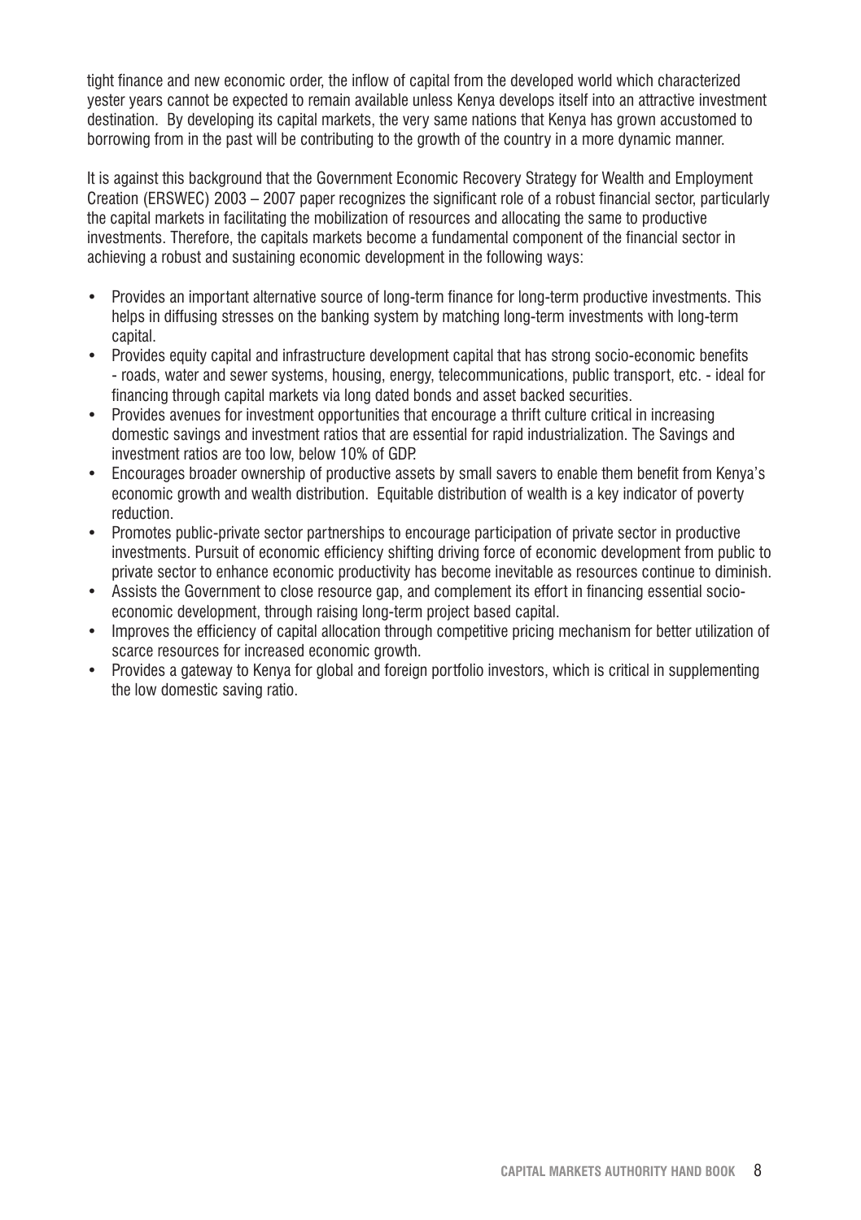tight finance and new economic order, the inflow of capital from the developed world which characterized yester years cannot be expected to remain available unless Kenya develops itself into an attractive investment destination. By developing its capital markets, the very same nations that Kenya has grown accustomed to borrowing from in the past will be contributing to the growth of the country in a more dynamic manner.

It is against this background that the Government Economic Recovery Strategy for Wealth and Employment Creation (ERSWEC) 2003 – 2007 paper recognizes the significant role of a robust financial sector, particularly the capital markets in facilitating the mobilization of resources and allocating the same to productive investments. Therefore, the capitals markets become a fundamental component of the financial sector in achieving a robust and sustaining economic development in the following ways:

- Provides an important alternative source of long-term finance for long-term productive investments. This helps in diffusing stresses on the banking system by matching long-term investments with long-term capital.
- Provides equity capital and infrastructure development capital that has strong socio-economic benefits - roads, water and sewer systems, housing, energy, telecommunications, public transport, etc. - ideal for financing through capital markets via long dated bonds and asset backed securities.
- Provides avenues for investment opportunities that encourage a thrift culture critical in increasing domestic savings and investment ratios that are essential for rapid industrialization. The Savings and investment ratios are too low, below 10% of GDP.
- Encourages broader ownership of productive assets by small savers to enable them benefit from Kenya's economic growth and wealth distribution. Equitable distribution of wealth is a key indicator of poverty reduction.
- Promotes public-private sector partnerships to encourage participation of private sector in productive investments. Pursuit of economic efficiency shifting driving force of economic development from public to private sector to enhance economic productivity has become inevitable as resources continue to diminish.
- Assists the Government to close resource gap, and complement its effort in financing essential socio-economic development, through raising long-term project based capital.
- Improves the efficiency of capital allocation through competitive pricing mechanism for better utilization of scarce resources for increased economic growth.
- Provides a gateway to Kenya for global and foreign portfolio investors, which is critical in supplementing the low domestic saving ratio.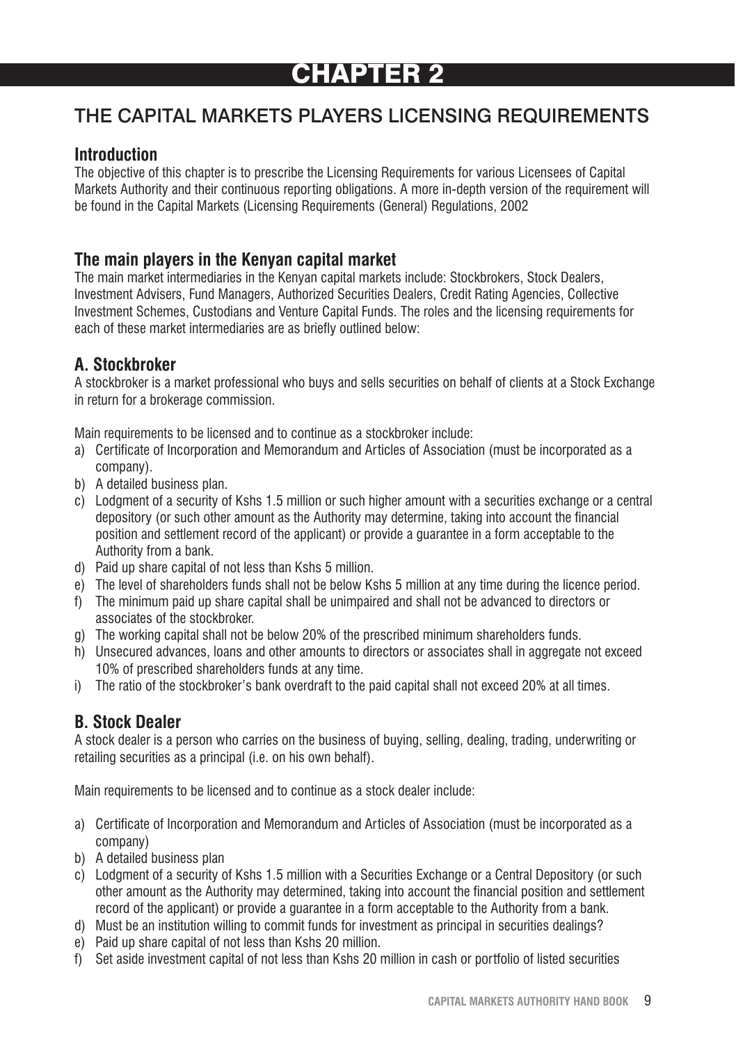# CHAPTER 2

## THE CAPITAL MARKETS PLAYERS LICENSING REQUIREMENTS

### Introduction

The objective of this chapter is to prescribe the Licensing Requirements for various Licensees of Capital Markets Authority and their continuous reporting obligations. A more in-depth version of the requirement will be found in the Capital Markets (Licensing Requirements (General) Regulations, 2002

### The main players in the Kenyan capital market

The main market intermediaries in the Kenyan capital markets include: Stockbrokers, Stock Dealers, Investment Advisers, Fund Managers, Authorized Securities Dealers, Credit Rating Agencies, Collective Investment Schemes, Custodians and Venture Capital Funds. The roles and the licensing requirements for each of these market intermediaries are as briefly outlined below:

### A. Stockbroker

A stockbroker is a market professional who buys and sells securities on behalf of clients at a Stock Exchange in return for a brokerage commission.

Main requirements to be licensed and to continue as a stockbroker include:

a) Certificate of Incorporation and Memorandum and Articles of Association (must be incorporated as a company).
b) A detailed business plan.
c) Lodgment of a security of Kshs 1.5 million or such higher amount with a securities exchange or a central depository (or such other amount as the Authority may determine, taking into account the financial position and settlement record of the applicant) or provide a guarantee in a form acceptable to the Authority from a bank.
d) Paid up share capital of not less than Kshs 5 million.
e) The level of shareholders funds shall not be below Kshs 5 million at any time during the licence period.
f) The minimum paid up share capital shall be unimpaired and shall not be advanced to directors or associates of the stockbroker.
g) The working capital shall not be below 20% of the prescribed minimum shareholders funds.
h) Unsecured advances, loans and other amounts to directors or associates shall in aggregate not exceed 10% of prescribed shareholders funds at any time.
i) The ratio of the stockbroker's bank overdraft to the paid capital shall not exceed 20% at all times.

### B. Stock Dealer

A stock dealer is a person who carries on the business of buying, selling, dealing, trading, underwriting or retailing securities as a principal (i.e. on his own behalf).

Main requirements to be licensed and to continue as a stock dealer include:

a) Certificate of Incorporation and Memorandum and Articles of Association (must be incorporated as a company)
b) A detailed business plan
c) Lodgment of a security of Kshs 1.5 million with a Securities Exchange or a Central Depository (or such other amount as the Authority may determined, taking into account the financial position and settlement record of the applicant) or provide a guarantee in a form acceptable to the Authority from a bank.
d) Must be an institution willing to commit funds for investment as principal in securities dealings?
e) Paid up share capital of not less than Kshs 20 million.
f) Set aside investment capital of not less than Kshs 20 million in cash or portfolio of listed securities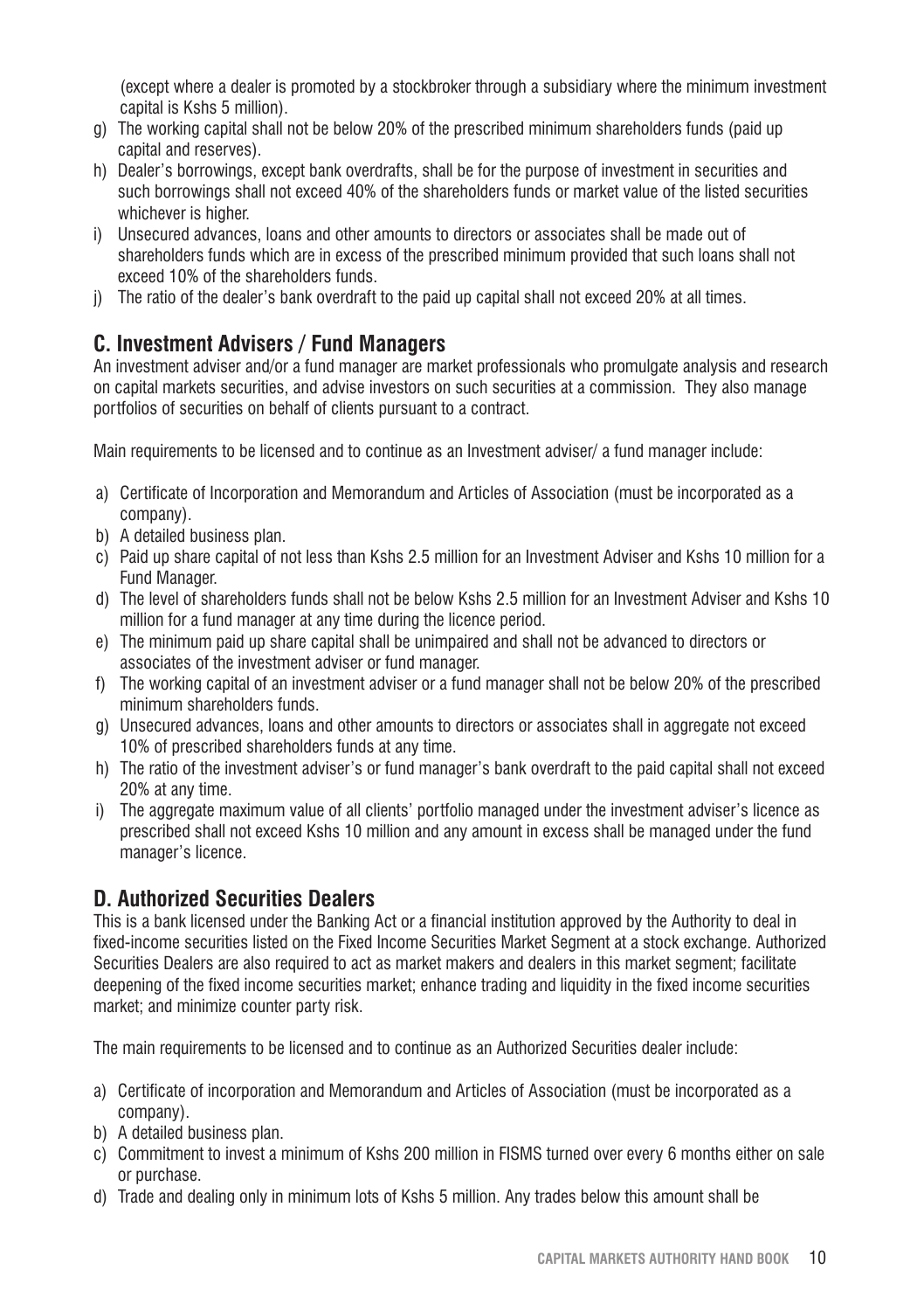(except where a dealer is promoted by a stockbroker through a subsidiary where the minimum investment capital is Kshs 5 million).

g) The working capital shall not be below 20% of the prescribed minimum shareholders funds (paid up capital and reserves).
h) Dealer's borrowings, except bank overdrafts, shall be for the purpose of investment in securities and such borrowings shall not exceed 40% of the shareholders funds or market value of the listed securities whichever is higher.
i) Unsecured advances, loans and other amounts to directors or associates shall be made out of shareholders funds which are in excess of the prescribed minimum provided that such loans shall not exceed 10% of the shareholders funds.
j) The ratio of the dealer's bank overdraft to the paid up capital shall not exceed 20% at all times.

## C. Investment Advisers / Fund Managers

An investment adviser and/or a fund manager are market professionals who promulgate analysis and research on capital markets securities, and advise investors on such securities at a commission. They also manage portfolios of securities on behalf of clients pursuant to a contract.

Main requirements to be licensed and to continue as an Investment adviser/ a fund manager include:

a) Certificate of Incorporation and Memorandum and Articles of Association (must be incorporated as a company).
b) A detailed business plan.
c) Paid up share capital of not less than Kshs 2.5 million for an Investment Adviser and Kshs 10 million for a Fund Manager.
d) The level of shareholders funds shall not be below Kshs 2.5 million for an Investment Adviser and Kshs 10 million for a fund manager at any time during the licence period.
e) The minimum paid up share capital shall be unimpaired and shall not be advanced to directors or associates of the investment adviser or fund manager.
f) The working capital of an investment adviser or a fund manager shall not be below 20% of the prescribed minimum shareholders funds.
g) Unsecured advances, loans and other amounts to directors or associates shall in aggregate not exceed 10% of prescribed shareholders funds at any time.
h) The ratio of the investment adviser's or fund manager's bank overdraft to the paid capital shall not exceed 20% at any time.
i) The aggregate maximum value of all clients' portfolio managed under the investment adviser's licence as prescribed shall not exceed Kshs 10 million and any amount in excess shall be managed under the fund manager's licence.

## D. Authorized Securities Dealers

This is a bank licensed under the Banking Act or a financial institution approved by the Authority to deal in fixed-income securities listed on the Fixed Income Securities Market Segment at a stock exchange. Authorized Securities Dealers are also required to act as market makers and dealers in this market segment; facilitate deepening of the fixed income securities market; enhance trading and liquidity in the fixed income securities market; and minimize counter party risk.

The main requirements to be licensed and to continue as an Authorized Securities dealer include:

a) Certificate of incorporation and Memorandum and Articles of Association (must be incorporated as a company).
b) A detailed business plan.
c) Commitment to invest a minimum of Kshs 200 million in FISMS turned over every 6 months either on sale or purchase.
d) Trade and dealing only in minimum lots of Kshs 5 million. Any trades below this amount shall be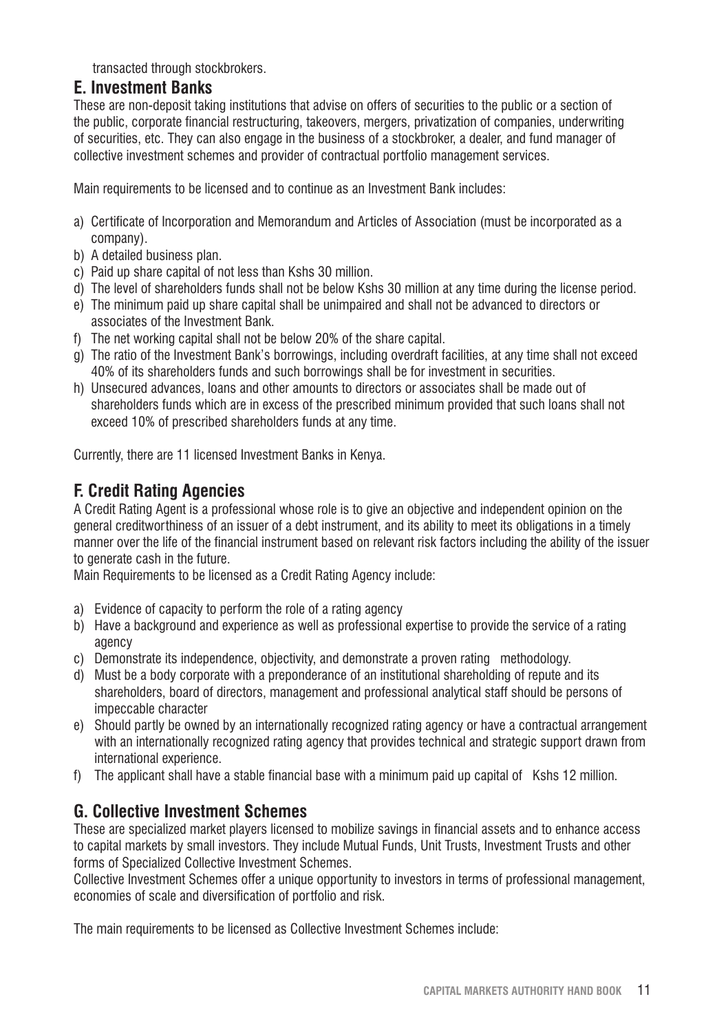transacted through stockbrokers.

## E. Investment Banks

These are non-deposit taking institutions that advise on offers of securities to the public or a section of the public, corporate financial restructuring, takeovers, mergers, privatization of companies, underwriting of securities, etc. They can also engage in the business of a stockbroker, a dealer, and fund manager of collective investment schemes and provider of contractual portfolio management services.

Main requirements to be licensed and to continue as an Investment Bank includes:

a) Certificate of Incorporation and Memorandum and Articles of Association (must be incorporated as a company).
b) A detailed business plan.
c) Paid up share capital of not less than Kshs 30 million.
d) The level of shareholders funds shall not be below Kshs 30 million at any time during the license period.
e) The minimum paid up share capital shall be unimpaired and shall not be advanced to directors or associates of the Investment Bank.
f) The net working capital shall not be below 20% of the share capital.
g) The ratio of the Investment Bank's borrowings, including overdraft facilities, at any time shall not exceed 40% of its shareholders funds and such borrowings shall be for investment in securities.
h) Unsecured advances, loans and other amounts to directors or associates shall be made out of shareholders funds which are in excess of the prescribed minimum provided that such loans shall not exceed 10% of prescribed shareholders funds at any time.

Currently, there are 11 licensed Investment Banks in Kenya.

## F. Credit Rating Agencies

A Credit Rating Agent is a professional whose role is to give an objective and independent opinion on the general creditworthiness of an issuer of a debt instrument, and its ability to meet its obligations in a timely manner over the life of the financial instrument based on relevant risk factors including the ability of the issuer to generate cash in the future.

Main Requirements to be licensed as a Credit Rating Agency include:

a) Evidence of capacity to perform the role of a rating agency
b) Have a background and experience as well as professional expertise to provide the service of a rating agency
c) Demonstrate its independence, objectivity, and demonstrate a proven rating methodology.
d) Must be a body corporate with a preponderance of an institutional shareholding of repute and its shareholders, board of directors, management and professional analytical staff should be persons of impeccable character
e) Should partly be owned by an internationally recognized rating agency or have a contractual arrangement with an internationally recognized rating agency that provides technical and strategic support drawn from international experience.
f) The applicant shall have a stable financial base with a minimum paid up capital of Kshs 12 million.

## G. Collective Investment Schemes

These are specialized market players licensed to mobilize savings in financial assets and to enhance access to capital markets by small investors. They include Mutual Funds, Unit Trusts, Investment Trusts and other forms of Specialized Collective Investment Schemes.

Collective Investment Schemes offer a unique opportunity to investors in terms of professional management, economies of scale and diversification of portfolio and risk.

The main requirements to be licensed as Collective Investment Schemes include: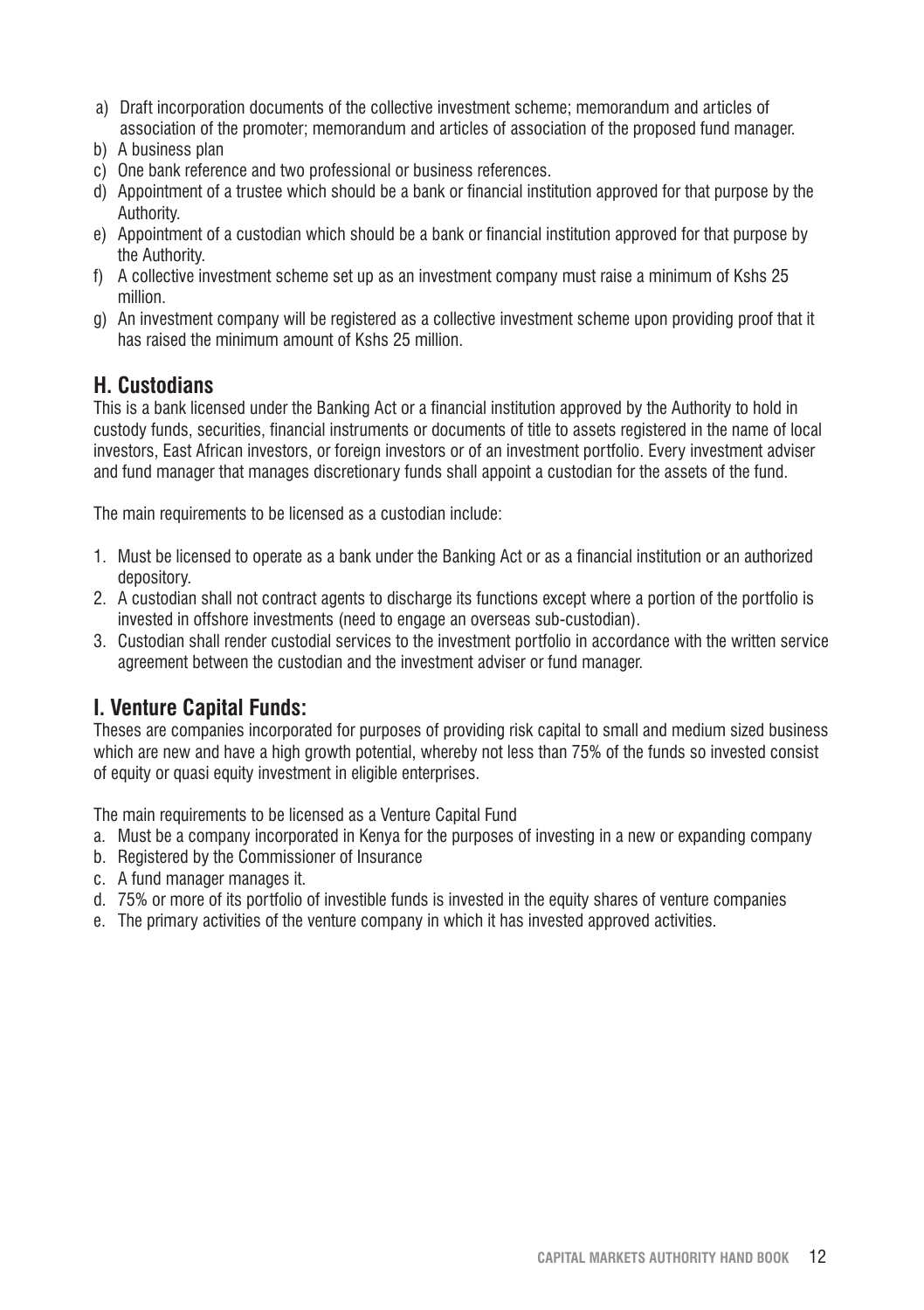a) Draft incorporation documents of the collective investment scheme; memorandum and articles of association of the promoter; memorandum and articles of association of the proposed fund manager.
b) A business plan
c) One bank reference and two professional or business references.
d) Appointment of a trustee which should be a bank or financial institution approved for that purpose by the Authority.
e) Appointment of a custodian which should be a bank or financial institution approved for that purpose by the Authority.
f) A collective investment scheme set up as an investment company must raise a minimum of Kshs 25 million.
g) An investment company will be registered as a collective investment scheme upon providing proof that it has raised the minimum amount of Kshs 25 million.

## H. Custodians

This is a bank licensed under the Banking Act or a financial institution approved by the Authority to hold in custody funds, securities, financial instruments or documents of title to assets registered in the name of local investors, East African investors, or foreign investors or of an investment portfolio. Every investment adviser and fund manager that manages discretionary funds shall appoint a custodian for the assets of the fund.

The main requirements to be licensed as a custodian include:

1. Must be licensed to operate as a bank under the Banking Act or as a financial institution or an authorized depository.
2. A custodian shall not contract agents to discharge its functions except where a portion of the portfolio is invested in offshore investments (need to engage an overseas sub-custodian).
3. Custodian shall render custodial services to the investment portfolio in accordance with the written service agreement between the custodian and the investment adviser or fund manager.

## I. Venture Capital Funds:

Theses are companies incorporated for purposes of providing risk capital to small and medium sized business which are new and have a high growth potential, whereby not less than 75% of the funds so invested consist of equity or quasi equity investment in eligible enterprises.

The main requirements to be licensed as a Venture Capital Fund

a. Must be a company incorporated in Kenya for the purposes of investing in a new or expanding company
b. Registered by the Commissioner of Insurance
c. A fund manager manages it.
d. 75% or more of its portfolio of investible funds is invested in the equity shares of venture companies
e. The primary activities of the venture company in which it has invested approved activities.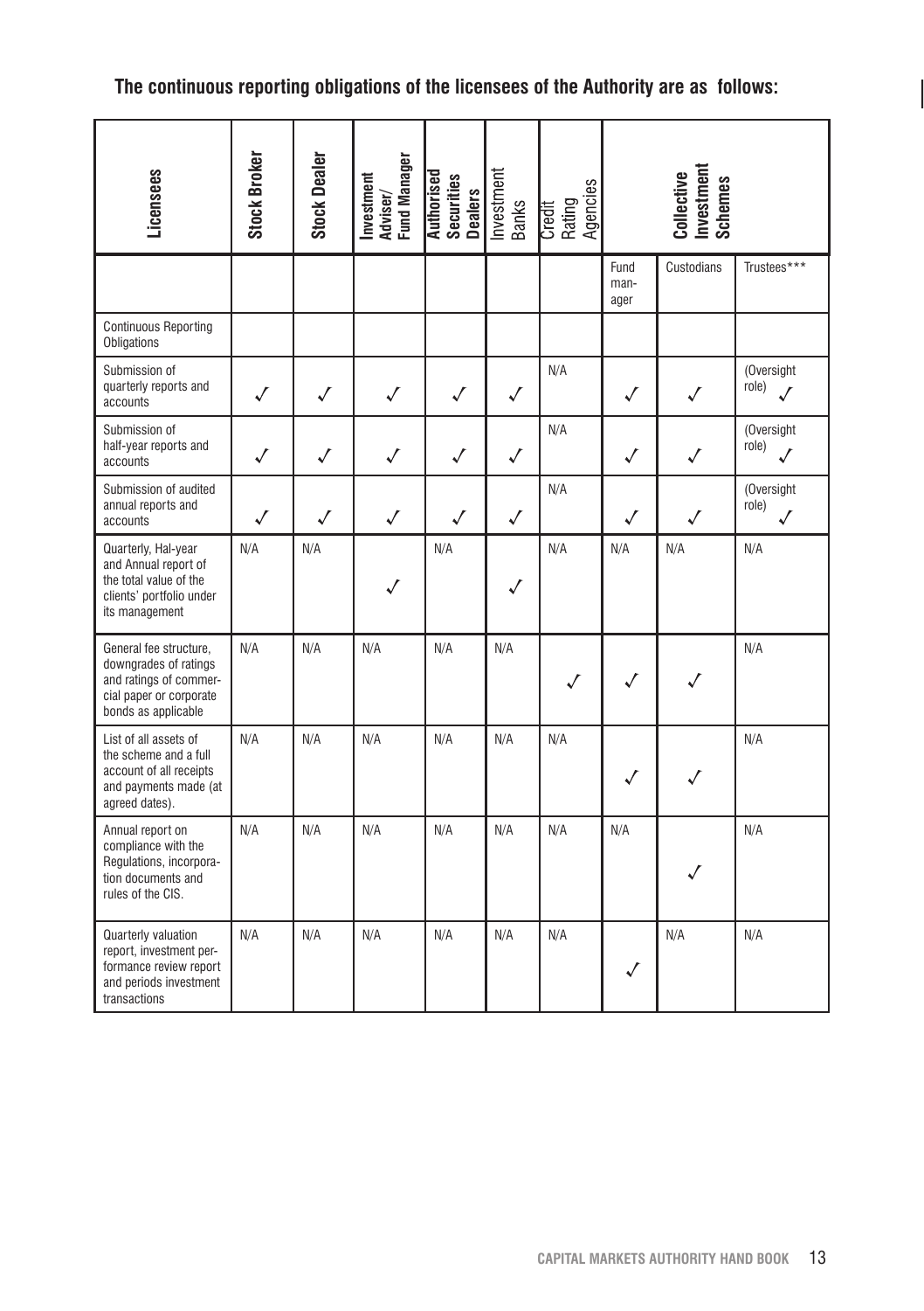**The continuous reporting obligations of the licensees of the Authority are as follows:**

| Licensees | Stock Broker | Stock Dealer | Investment Adviser/ Fund Manager | Authorised Securities Dealers | Investment Banks | Credit Rating Agencies | Collective Investment Schemes | | |
|---|---|---|---|---|---|---|---|---|---|
| | | | | | | | Fund manager | Custodians | Trustees*** |
| Continuous Reporting Obligations | | | | | | | | | |
| Submission of quarterly reports and accounts | ✓ | ✓ | ✓ | ✓ | ✓ | N/A | ✓ | ✓ | (Oversight role) ✓ |
| Submission of half-year reports and accounts | ✓ | ✓ | ✓ | ✓ | ✓ | N/A | ✓ | ✓ | (Oversight role) ✓ |
| Submission of audited annual reports and accounts | ✓ | ✓ | ✓ | ✓ | ✓ | N/A | ✓ | ✓ | (Oversight role) ✓ |
| Quarterly, Hal-year and Annual report of the total value of the clients' portfolio under its management | N/A | N/A | ✓ | N/A | ✓ | N/A | N/A | N/A | N/A |
| General fee structure, downgrades of ratings and ratings of commercial paper or corporate bonds as applicable | N/A | N/A | N/A | N/A | N/A | ✓ | ✓ | ✓ | N/A |
| List of all assets of the scheme and a full account of all receipts and payments made (at agreed dates). | N/A | N/A | N/A | N/A | N/A | N/A | ✓ | ✓ | N/A |
| Annual report on compliance with the Regulations, incorporation documents and rules of the CIS. | N/A | N/A | N/A | N/A | N/A | N/A | N/A | ✓ | N/A |
| Quarterly valuation report, investment performance review report and periods investment transactions | N/A | N/A | N/A | N/A | N/A | N/A | ✓ | N/A | N/A |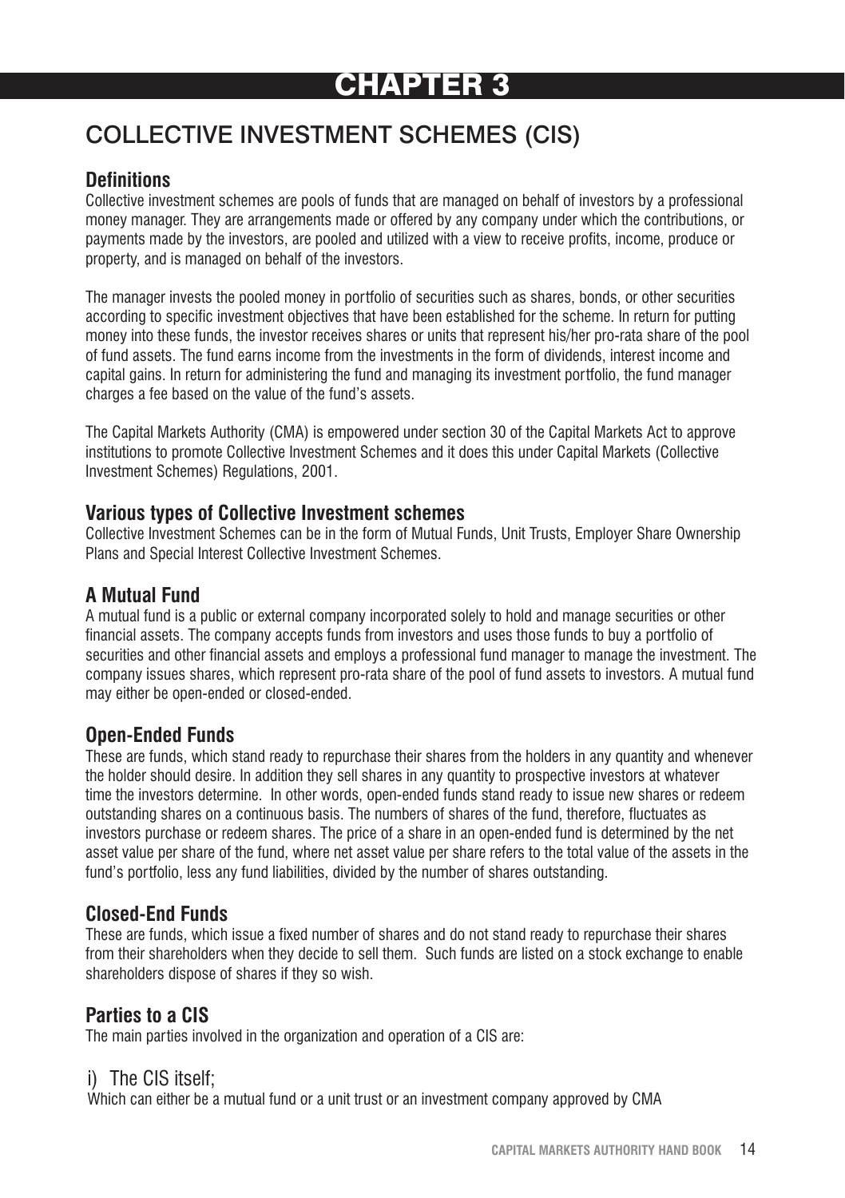# CHAPTER 3

## COLLECTIVE INVESTMENT SCHEMES (CIS)

### Definitions

Collective investment schemes are pools of funds that are managed on behalf of investors by a professional money manager. They are arrangements made or offered by any company under which the contributions, or payments made by the investors, are pooled and utilized with a view to receive profits, income, produce or property, and is managed on behalf of the investors.

The manager invests the pooled money in portfolio of securities such as shares, bonds, or other securities according to specific investment objectives that have been established for the scheme. In return for putting money into these funds, the investor receives shares or units that represent his/her pro-rata share of the pool of fund assets. The fund earns income from the investments in the form of dividends, interest income and capital gains. In return for administering the fund and managing its investment portfolio, the fund manager charges a fee based on the value of the fund's assets.

The Capital Markets Authority (CMA) is empowered under section 30 of the Capital Markets Act to approve institutions to promote Collective Investment Schemes and it does this under Capital Markets (Collective Investment Schemes) Regulations, 2001.

### Various types of Collective Investment schemes

Collective Investment Schemes can be in the form of Mutual Funds, Unit Trusts, Employer Share Ownership Plans and Special Interest Collective Investment Schemes.

### A Mutual Fund

A mutual fund is a public or external company incorporated solely to hold and manage securities or other financial assets. The company accepts funds from investors and uses those funds to buy a portfolio of securities and other financial assets and employs a professional fund manager to manage the investment. The company issues shares, which represent pro-rata share of the pool of fund assets to investors. A mutual fund may either be open-ended or closed-ended.

### Open-Ended Funds

These are funds, which stand ready to repurchase their shares from the holders in any quantity and whenever the holder should desire. In addition they sell shares in any quantity to prospective investors at whatever time the investors determine. In other words, open-ended funds stand ready to issue new shares or redeem outstanding shares on a continuous basis. The numbers of shares of the fund, therefore, fluctuates as investors purchase or redeem shares. The price of a share in an open-ended fund is determined by the net asset value per share of the fund, where net asset value per share refers to the total value of the assets in the fund's portfolio, less any fund liabilities, divided by the number of shares outstanding.

### Closed-End Funds

These are funds, which issue a fixed number of shares and do not stand ready to repurchase their shares from their shareholders when they decide to sell them. Such funds are listed on a stock exchange to enable shareholders dispose of shares if they so wish.

### Parties to a CIS

The main parties involved in the organization and operation of a CIS are:

i) The CIS itself;

Which can either be a mutual fund or a unit trust or an investment company approved by CMA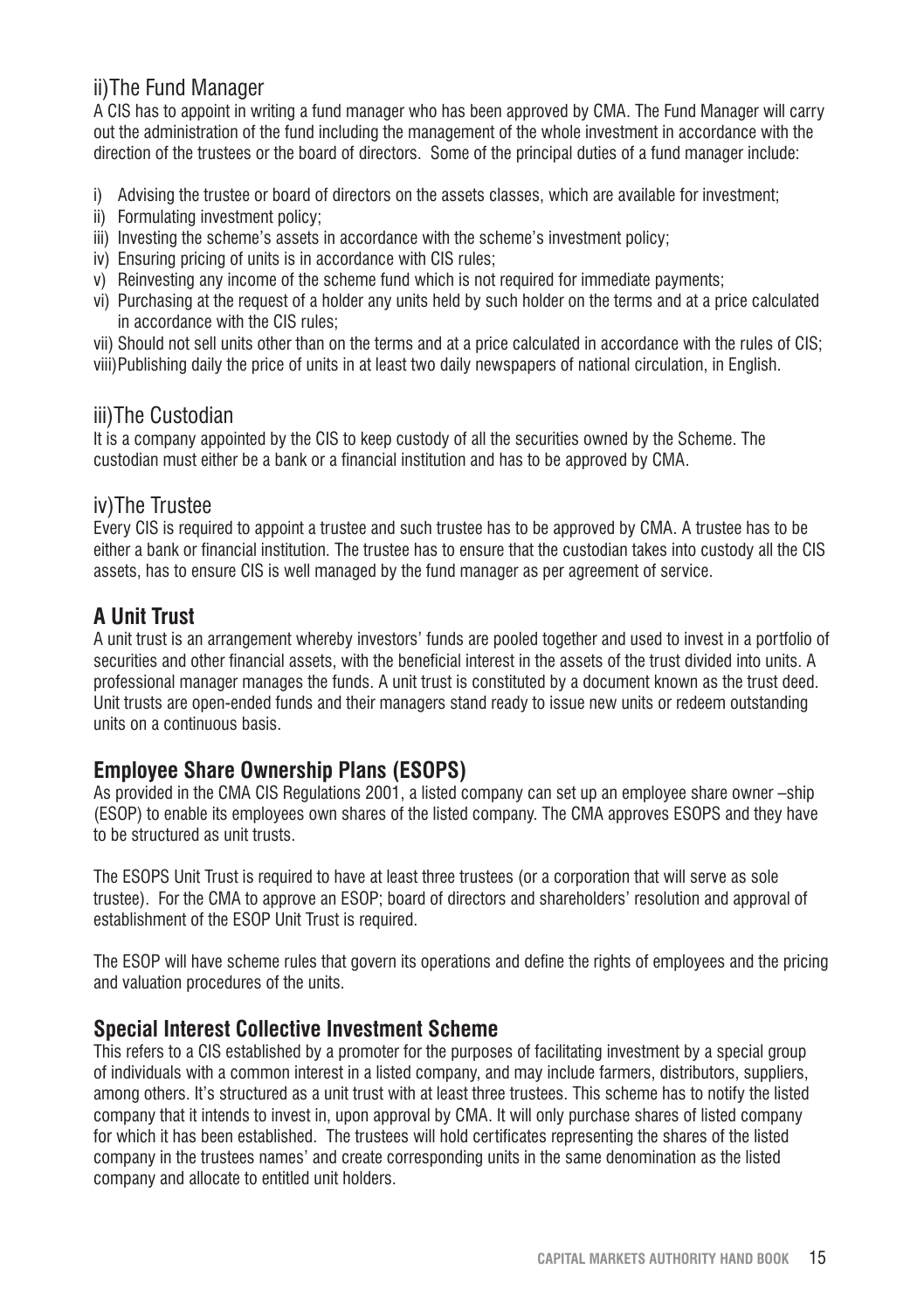### ii)The Fund Manager

A CIS has to appoint in writing a fund manager who has been approved by CMA. The Fund Manager will carry out the administration of the fund including the management of the whole investment in accordance with the direction of the trustees or the board of directors. Some of the principal duties of a fund manager include:

i) Advising the trustee or board of directors on the assets classes, which are available for investment;
ii) Formulating investment policy;
iii) Investing the scheme's assets in accordance with the scheme's investment policy;
iv) Ensuring pricing of units is in accordance with CIS rules;
v) Reinvesting any income of the scheme fund which is not required for immediate payments;
vi) Purchasing at the request of a holder any units held by such holder on the terms and at a price calculated in accordance with the CIS rules;
vii) Should not sell units other than on the terms and at a price calculated in accordance with the rules of CIS;
viii) Publishing daily the price of units in at least two daily newspapers of national circulation, in English.

### iii)The Custodian

It is a company appointed by the CIS to keep custody of all the securities owned by the Scheme. The custodian must either be a bank or a financial institution and has to be approved by CMA.

### iv)The Trustee

Every CIS is required to appoint a trustee and such trustee has to be approved by CMA. A trustee has to be either a bank or financial institution. The trustee has to ensure that the custodian takes into custody all the CIS assets, has to ensure CIS is well managed by the fund manager as per agreement of service.

## A Unit Trust

A unit trust is an arrangement whereby investors' funds are pooled together and used to invest in a portfolio of securities and other financial assets, with the beneficial interest in the assets of the trust divided into units. A professional manager manages the funds. A unit trust is constituted by a document known as the trust deed. Unit trusts are open-ended funds and their managers stand ready to issue new units or redeem outstanding units on a continuous basis.

## Employee Share Ownership Plans (ESOPS)

As provided in the CMA CIS Regulations 2001, a listed company can set up an employee share owner –ship (ESOP) to enable its employees own shares of the listed company. The CMA approves ESOPS and they have to be structured as unit trusts.

The ESOPS Unit Trust is required to have at least three trustees (or a corporation that will serve as sole trustee). For the CMA to approve an ESOP; board of directors and shareholders' resolution and approval of establishment of the ESOP Unit Trust is required.

The ESOP will have scheme rules that govern its operations and define the rights of employees and the pricing and valuation procedures of the units.

## Special Interest Collective Investment Scheme

This refers to a CIS established by a promoter for the purposes of facilitating investment by a special group of individuals with a common interest in a listed company, and may include farmers, distributors, suppliers, among others. It's structured as a unit trust with at least three trustees. This scheme has to notify the listed company that it intends to invest in, upon approval by CMA. It will only purchase shares of listed company for which it has been established. The trustees will hold certificates representing the shares of the listed company in the trustees names' and create corresponding units in the same denomination as the listed company and allocate to entitled unit holders.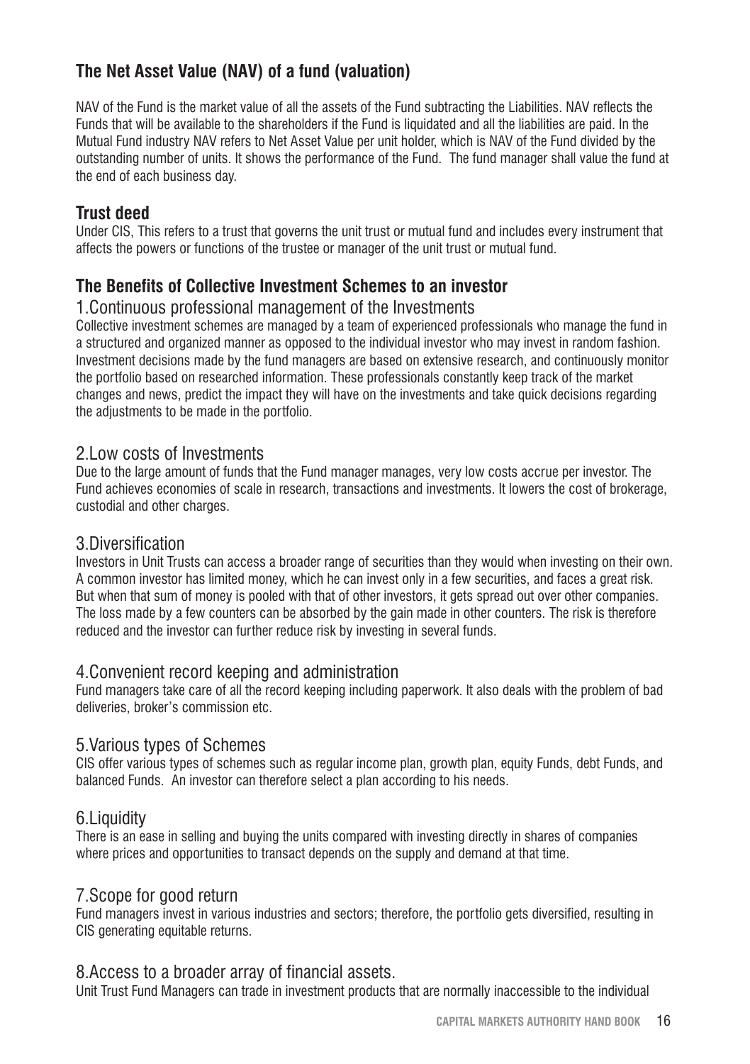## The Net Asset Value (NAV) of a fund (valuation)

NAV of the Fund is the market value of all the assets of the Fund subtracting the Liabilities. NAV reflects the Funds that will be available to the shareholders if the Fund is liquidated and all the liabilities are paid. In the Mutual Fund industry NAV refers to Net Asset Value per unit holder, which is NAV of the Fund divided by the outstanding number of units. It shows the performance of the Fund. The fund manager shall value the fund at the end of each business day.

## Trust deed

Under CIS, This refers to a trust that governs the unit trust or mutual fund and includes every instrument that affects the powers or functions of the trustee or manager of the unit trust or mutual fund.

## The Benefits of Collective Investment Schemes to an investor

### 1.Continuous professional management of the Investments

Collective investment schemes are managed by a team of experienced professionals who manage the fund in a structured and organized manner as opposed to the individual investor who may invest in random fashion. Investment decisions made by the fund managers are based on extensive research, and continuously monitor the portfolio based on researched information. These professionals constantly keep track of the market changes and news, predict the impact they will have on the investments and take quick decisions regarding the adjustments to be made in the portfolio.

### 2.Low costs of Investments

Due to the large amount of funds that the Fund manager manages, very low costs accrue per investor. The Fund achieves economies of scale in research, transactions and investments. It lowers the cost of brokerage, custodial and other charges.

### 3.Diversification

Investors in Unit Trusts can access a broader range of securities than they would when investing on their own. A common investor has limited money, which he can invest only in a few securities, and faces a great risk. But when that sum of money is pooled with that of other investors, it gets spread out over other companies. The loss made by a few counters can be absorbed by the gain made in other counters. The risk is therefore reduced and the investor can further reduce risk by investing in several funds.

### 4.Convenient record keeping and administration

Fund managers take care of all the record keeping including paperwork. It also deals with the problem of bad deliveries, broker's commission etc.

### 5.Various types of Schemes

CIS offer various types of schemes such as regular income plan, growth plan, equity Funds, debt Funds, and balanced Funds. An investor can therefore select a plan according to his needs.

### 6.Liquidity

There is an ease in selling and buying the units compared with investing directly in shares of companies where prices and opportunities to transact depends on the supply and demand at that time.

### 7.Scope for good return

Fund managers invest in various industries and sectors; therefore, the portfolio gets diversified, resulting in CIS generating equitable returns.

### 8.Access to a broader array of financial assets.

Unit Trust Fund Managers can trade in investment products that are normally inaccessible to the individual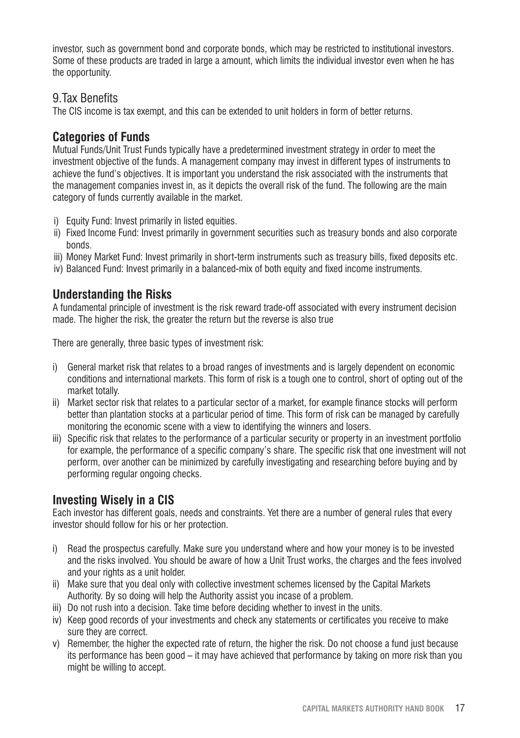investor, such as government bond and corporate bonds, which may be restricted to institutional investors. Some of these products are traded in large a amount, which limits the individual investor even when he has the opportunity.

## 9.Tax Benefits

The CIS income is tax exempt, and this can be extended to unit holders in form of better returns.

## Categories of Funds

Mutual Funds/Unit Trust Funds typically have a predetermined investment strategy in order to meet the investment objective of the funds. A management company may invest in different types of instruments to achieve the fund's objectives. It is important you understand the risk associated with the instruments that the management companies invest in, as it depicts the overall risk of the fund. The following are the main category of funds currently available in the market.

i) Equity Fund: Invest primarily in listed equities.
ii) Fixed Income Fund: Invest primarily in government securities such as treasury bonds and also corporate bonds.
iii) Money Market Fund: Invest primarily in short-term instruments such as treasury bills, fixed deposits etc.
iv) Balanced Fund: Invest primarily in a balanced-mix of both equity and fixed income instruments.

## Understanding the Risks

A fundamental principle of investment is the risk reward trade-off associated with every instrument decision made. The higher the risk, the greater the return but the reverse is also true

There are generally, three basic types of investment risk:

i) General market risk that relates to a broad ranges of investments and is largely dependent on economic conditions and international markets. This form of risk is a tough one to control, short of opting out of the market totally.
ii) Market sector risk that relates to a particular sector of a market, for example finance stocks will perform better than plantation stocks at a particular period of time. This form of risk can be managed by carefully monitoring the economic scene with a view to identifying the winners and losers.
iii) Specific risk that relates to the performance of a particular security or property in an investment portfolio for example, the performance of a specific company's share. The specific risk that one investment will not perform, over another can be minimized by carefully investigating and researching before buying and by performing regular ongoing checks.

## Investing Wisely in a CIS

Each investor has different goals, needs and constraints. Yet there are a number of general rules that every investor should follow for his or her protection.

i) Read the prospectus carefully. Make sure you understand where and how your money is to be invested and the risks involved. You should be aware of how a Unit Trust works, the charges and the fees involved and your rights as a unit holder.
ii) Make sure that you deal only with collective investment schemes licensed by the Capital Markets Authority. By so doing will help the Authority assist you incase of a problem.
iii) Do not rush into a decision. Take time before deciding whether to invest in the units.
iv) Keep good records of your investments and check any statements or certificates you receive to make sure they are correct.
v) Remember, the higher the expected rate of return, the higher the risk. Do not choose a fund just because its performance has been good – it may have achieved that performance by taking on more risk than you might be willing to accept.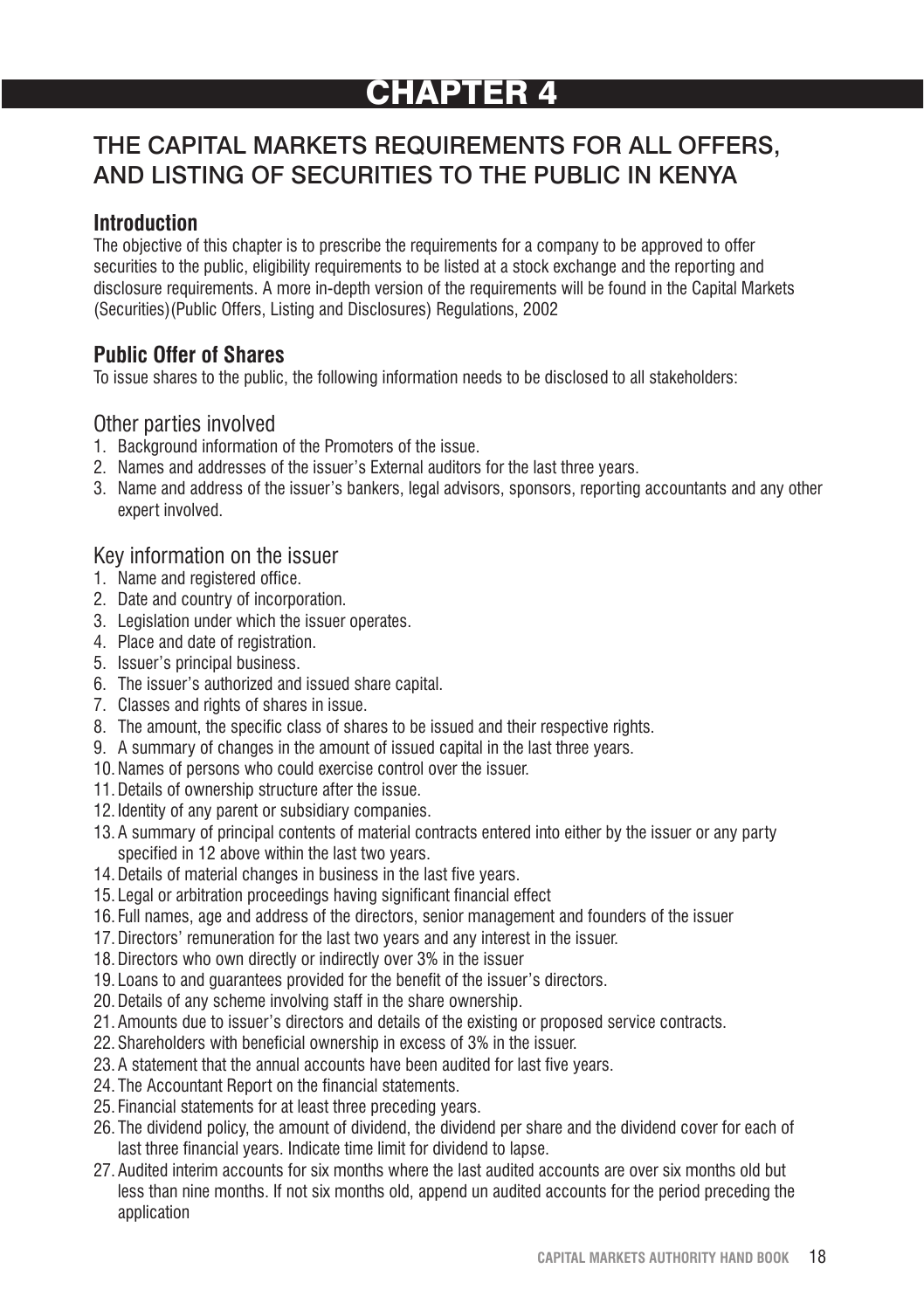# CHAPTER 4

## THE CAPITAL MARKETS REQUIREMENTS FOR ALL OFFERS, AND LISTING OF SECURITIES TO THE PUBLIC IN KENYA

### Introduction

The objective of this chapter is to prescribe the requirements for a company to be approved to offer securities to the public, eligibility requirements to be listed at a stock exchange and the reporting and disclosure requirements. A more in-depth version of the requirements will be found in the Capital Markets (Securities)(Public Offers, Listing and Disclosures) Regulations, 2002

### Public Offer of Shares

To issue shares to the public, the following information needs to be disclosed to all stakeholders:

#### Other parties involved

1. Background information of the Promoters of the issue.
2. Names and addresses of the issuer's External auditors for the last three years.
3. Name and address of the issuer's bankers, legal advisors, sponsors, reporting accountants and any other expert involved.

#### Key information on the issuer

1. Name and registered office.
2. Date and country of incorporation.
3. Legislation under which the issuer operates.
4. Place and date of registration.
5. Issuer's principal business.
6. The issuer's authorized and issued share capital.
7. Classes and rights of shares in issue.
8. The amount, the specific class of shares to be issued and their respective rights.
9. A summary of changes in the amount of issued capital in the last three years.
10. Names of persons who could exercise control over the issuer.
11. Details of ownership structure after the issue.
12. Identity of any parent or subsidiary companies.
13. A summary of principal contents of material contracts entered into either by the issuer or any party specified in 12 above within the last two years.
14. Details of material changes in business in the last five years.
15. Legal or arbitration proceedings having significant financial effect
16. Full names, age and address of the directors, senior management and founders of the issuer
17. Directors' remuneration for the last two years and any interest in the issuer.
18. Directors who own directly or indirectly over 3% in the issuer
19. Loans to and guarantees provided for the benefit of the issuer's directors.
20. Details of any scheme involving staff in the share ownership.
21. Amounts due to issuer's directors and details of the existing or proposed service contracts.
22. Shareholders with beneficial ownership in excess of 3% in the issuer.
23. A statement that the annual accounts have been audited for last five years.
24. The Accountant Report on the financial statements.
25. Financial statements for at least three preceding years.
26. The dividend policy, the amount of dividend, the dividend per share and the dividend cover for each of last three financial years. Indicate time limit for dividend to lapse.
27. Audited interim accounts for six months where the last audited accounts are over six months old but less than nine months. If not six months old, append un audited accounts for the period preceding the application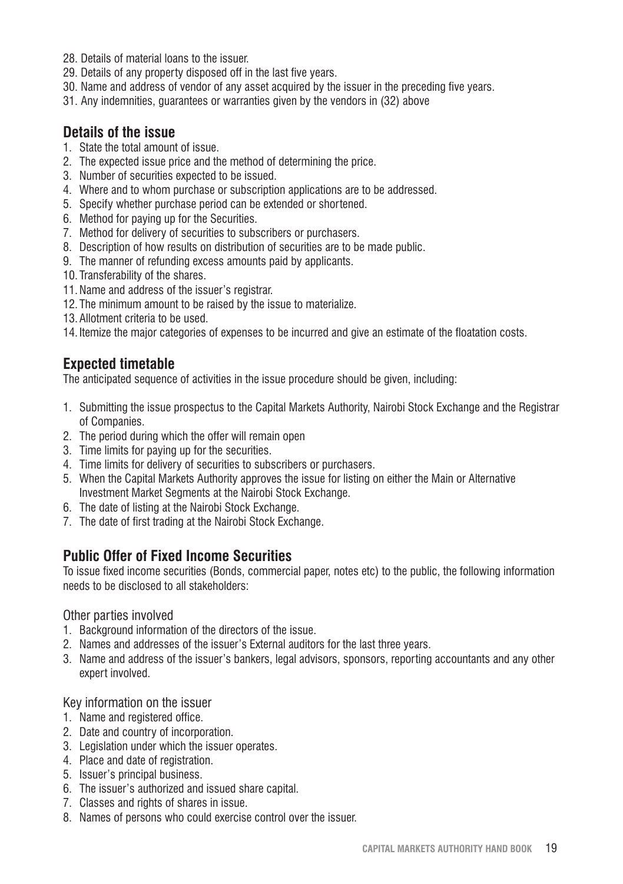28. Details of material loans to the issuer.
29. Details of any property disposed off in the last five years.
30. Name and address of vendor of any asset acquired by the issuer in the preceding five years.
31. Any indemnities, guarantees or warranties given by the vendors in (32) above

## Details of the issue

1. State the total amount of issue.
2. The expected issue price and the method of determining the price.
3. Number of securities expected to be issued.
4. Where and to whom purchase or subscription applications are to be addressed.
5. Specify whether purchase period can be extended or shortened.
6. Method for paying up for the Securities.
7. Method for delivery of securities to subscribers or purchasers.
8. Description of how results on distribution of securities are to be made public.
9. The manner of refunding excess amounts paid by applicants.
10. Transferability of the shares.
11. Name and address of the issuer's registrar.
12. The minimum amount to be raised by the issue to materialize.
13. Allotment criteria to be used.
14. Itemize the major categories of expenses to be incurred and give an estimate of the floatation costs.

## Expected timetable

The anticipated sequence of activities in the issue procedure should be given, including:

1. Submitting the issue prospectus to the Capital Markets Authority, Nairobi Stock Exchange and the Registrar of Companies.
2. The period during which the offer will remain open
3. Time limits for paying up for the securities.
4. Time limits for delivery of securities to subscribers or purchasers.
5. When the Capital Markets Authority approves the issue for listing on either the Main or Alternative Investment Market Segments at the Nairobi Stock Exchange.
6. The date of listing at the Nairobi Stock Exchange.
7. The date of first trading at the Nairobi Stock Exchange.

## Public Offer of Fixed Income Securities

To issue fixed income securities (Bonds, commercial paper, notes etc) to the public, the following information needs to be disclosed to all stakeholders:

Other parties involved

1. Background information of the directors of the issue.
2. Names and addresses of the issuer's External auditors for the last three years.
3. Name and address of the issuer's bankers, legal advisors, sponsors, reporting accountants and any other expert involved.

Key information on the issuer

1. Name and registered office.
2. Date and country of incorporation.
3. Legislation under which the issuer operates.
4. Place and date of registration.
5. Issuer's principal business.
6. The issuer's authorized and issued share capital.
7. Classes and rights of shares in issue.
8. Names of persons who could exercise control over the issuer.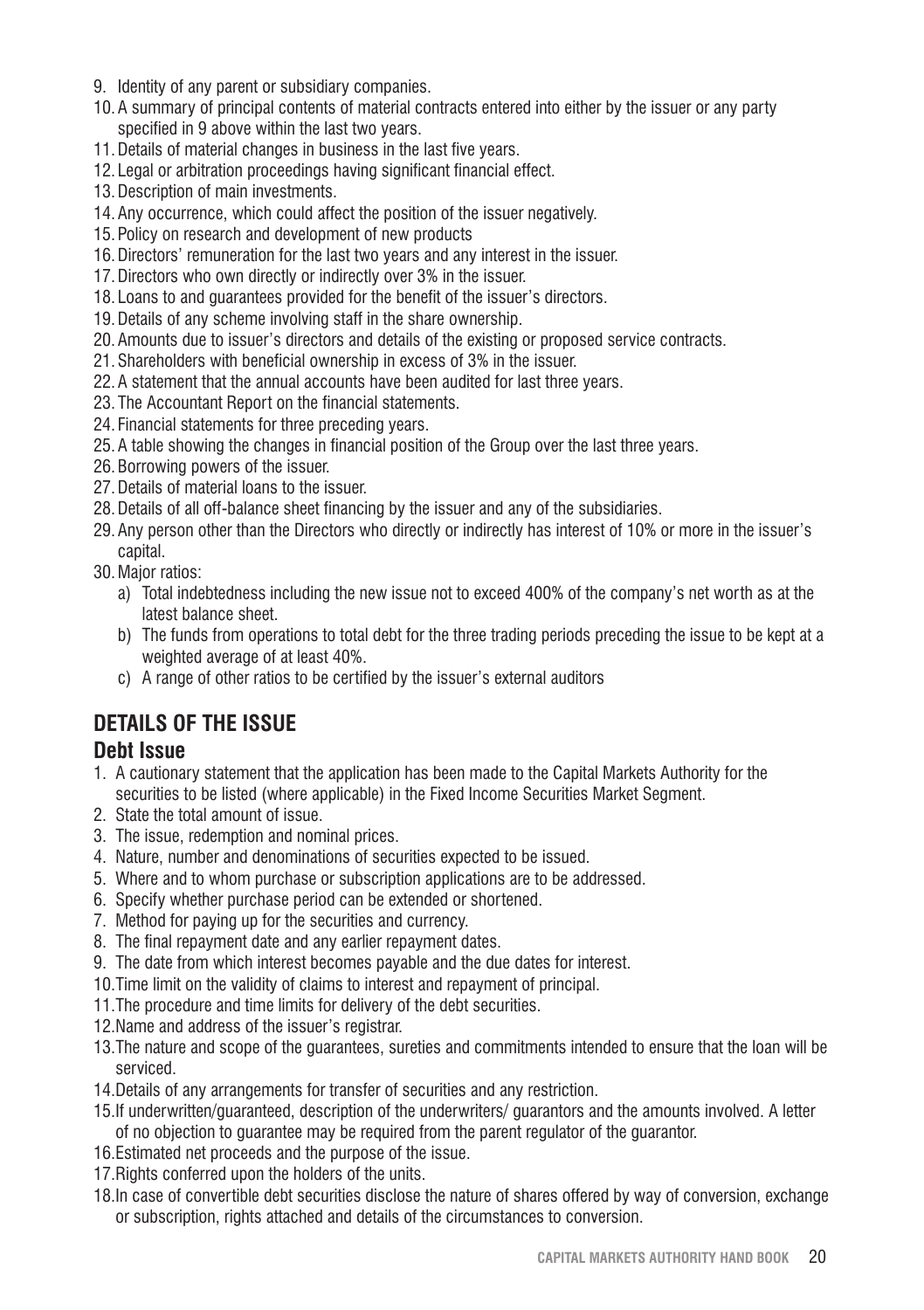9. Identity of any parent or subsidiary companies.
10. A summary of principal contents of material contracts entered into either by the issuer or any party specified in 9 above within the last two years.
11. Details of material changes in business in the last five years.
12. Legal or arbitration proceedings having significant financial effect.
13. Description of main investments.
14. Any occurrence, which could affect the position of the issuer negatively.
15. Policy on research and development of new products
16. Directors' remuneration for the last two years and any interest in the issuer.
17. Directors who own directly or indirectly over 3% in the issuer.
18. Loans to and guarantees provided for the benefit of the issuer's directors.
19. Details of any scheme involving staff in the share ownership.
20. Amounts due to issuer's directors and details of the existing or proposed service contracts.
21. Shareholders with beneficial ownership in excess of 3% in the issuer.
22. A statement that the annual accounts have been audited for last three years.
23. The Accountant Report on the financial statements.
24. Financial statements for three preceding years.
25. A table showing the changes in financial position of the Group over the last three years.
26. Borrowing powers of the issuer.
27. Details of material loans to the issuer.
28. Details of all off-balance sheet financing by the issuer and any of the subsidiaries.
29. Any person other than the Directors who directly or indirectly has interest of 10% or more in the issuer's capital.
30. Major ratios:
    a) Total indebtedness including the new issue not to exceed 400% of the company's net worth as at the latest balance sheet.
    b) The funds from operations to total debt for the three trading periods preceding the issue to be kept at a weighted average of at least 40%.
    c) A range of other ratios to be certified by the issuer's external auditors

## DETAILS OF THE ISSUE

### Debt Issue

1. A cautionary statement that the application has been made to the Capital Markets Authority for the securities to be listed (where applicable) in the Fixed Income Securities Market Segment.
2. State the total amount of issue.
3. The issue, redemption and nominal prices.
4. Nature, number and denominations of securities expected to be issued.
5. Where and to whom purchase or subscription applications are to be addressed.
6. Specify whether purchase period can be extended or shortened.
7. Method for paying up for the securities and currency.
8. The final repayment date and any earlier repayment dates.
9. The date from which interest becomes payable and the due dates for interest.
10. Time limit on the validity of claims to interest and repayment of principal.
11. The procedure and time limits for delivery of the debt securities.
12. Name and address of the issuer's registrar.
13. The nature and scope of the guarantees, sureties and commitments intended to ensure that the loan will be serviced.
14. Details of any arrangements for transfer of securities and any restriction.
15. If underwritten/guaranteed, description of the underwriters/ guarantors and the amounts involved. A letter of no objection to guarantee may be required from the parent regulator of the guarantor.
16. Estimated net proceeds and the purpose of the issue.
17. Rights conferred upon the holders of the units.
18. In case of convertible debt securities disclose the nature of shares offered by way of conversion, exchange or subscription, rights attached and details of the circumstances to conversion.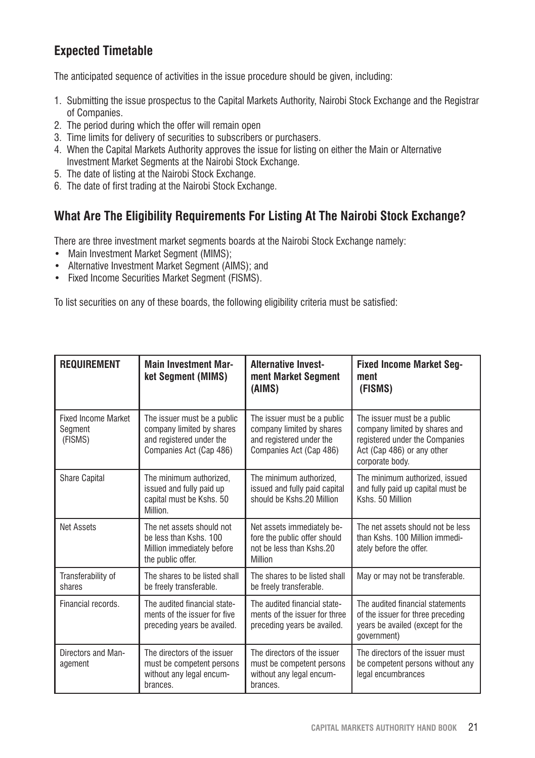## Expected Timetable

The anticipated sequence of activities in the issue procedure should be given, including:

1. Submitting the issue prospectus to the Capital Markets Authority, Nairobi Stock Exchange and the Registrar of Companies.
2. The period during which the offer will remain open
3. Time limits for delivery of securities to subscribers or purchasers.
4. When the Capital Markets Authority approves the issue for listing on either the Main or Alternative Investment Market Segments at the Nairobi Stock Exchange.
5. The date of listing at the Nairobi Stock Exchange.
6. The date of first trading at the Nairobi Stock Exchange.

## What Are The Eligibility Requirements For Listing At The Nairobi Stock Exchange?

There are three investment market segments boards at the Nairobi Stock Exchange namely:

- Main Investment Market Segment (MIMS);
- Alternative Investment Market Segment (AIMS); and
- Fixed Income Securities Market Segment (FISMS).

To list securities on any of these boards, the following eligibility criteria must be satisfied:

| REQUIREMENT | Main Investment Market Segment (MIMS) | Alternative Investment Market Segment (AIMS) | Fixed Income Market Segment (FISMS) |
|---|---|---|---|
| Fixed Income Market Segment (FISMS) | The issuer must be a public company limited by shares and registered under the Companies Act (Cap 486) | The issuer must be a public company limited by shares and registered under the Companies Act (Cap 486) | The issuer must be a public company limited by shares and registered under the Companies Act (Cap 486) or any other corporate body. |
| Share Capital | The minimum authorized, issued and fully paid up capital must be Kshs. 50 Million. | The minimum authorized, issued and fully paid capital should be Kshs.20 Million | The minimum authorized, issued and fully paid up capital must be Kshs. 50 Million |
| Net Assets | The net assets should not be less than Kshs. 100 Million immediately before the public offer. | Net assets immediately before the public offer should not be less than Kshs.20 Million | The net assets should not be less than Kshs. 100 Million immediately before the offer. |
| Transferability of shares | The shares to be listed shall be freely transferable. | The shares to be listed shall be freely transferable. | May or may not be transferable. |
| Financial records. | The audited financial statements of the issuer for five preceding years be availed. | The audited financial statements of the issuer for three preceding years be availed. | The audited financial statements of the issuer for three preceding years be availed (except for the government) |
| Directors and Management | The directors of the issuer must be competent persons without any legal encumbrances. | The directors of the issuer must be competent persons without any legal encumbrances. | The directors of the issuer must be competent persons without any legal encumbrances |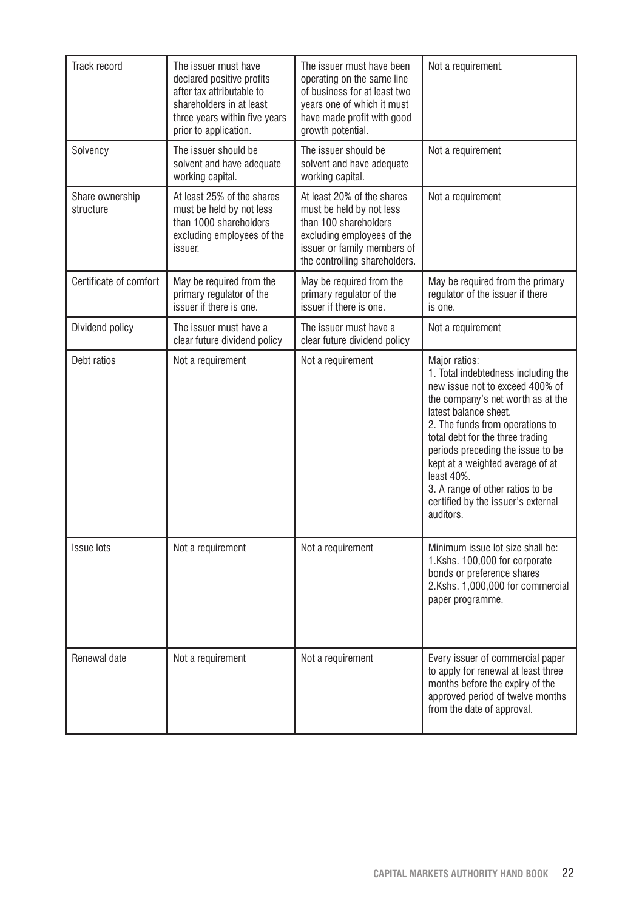| Track record | The issuer must have declared positive profits after tax attributable to shareholders in at least three years within five years prior to application. | The issuer must have been operating on the same line of business for at least two years one of which it must have made profit with good growth potential. | Not a requirement. |
|---|---|---|---|
| Solvency | The issuer should be solvent and have adequate working capital. | The issuer should be solvent and have adequate working capital. | Not a requirement |
| Share ownership structure | At least 25% of the shares must be held by not less than 1000 shareholders excluding employees of the issuer. | At least 20% of the shares must be held by not less than 100 shareholders excluding employees of the issuer or family members of the controlling shareholders. | Not a requirement |
| Certificate of comfort | May be required from the primary regulator of the issuer if there is one. | May be required from the primary regulator of the issuer if there is one. | May be required from the primary regulator of the issuer if there is one. |
| Dividend policy | The issuer must have a clear future dividend policy | The issuer must have a clear future dividend policy | Not a requirement |
| Debt ratios | Not a requirement | Not a requirement | Major ratios:<br>1. Total indebtedness including the new issue not to exceed 400% of the company's net worth as at the latest balance sheet.<br>2. The funds from operations to total debt for the three trading periods preceding the issue to be kept at a weighted average of at least 40%.<br>3. A range of other ratios to be certified by the issuer's external auditors. |
| Issue lots | Not a requirement | Not a requirement | Minimum issue lot size shall be:<br>1.Kshs. 100,000 for corporate bonds or preference shares<br>2.Kshs. 1,000,000 for commercial paper programme. |
| Renewal date | Not a requirement | Not a requirement | Every issuer of commercial paper to apply for renewal at least three months before the expiry of the approved period of twelve months from the date of approval. |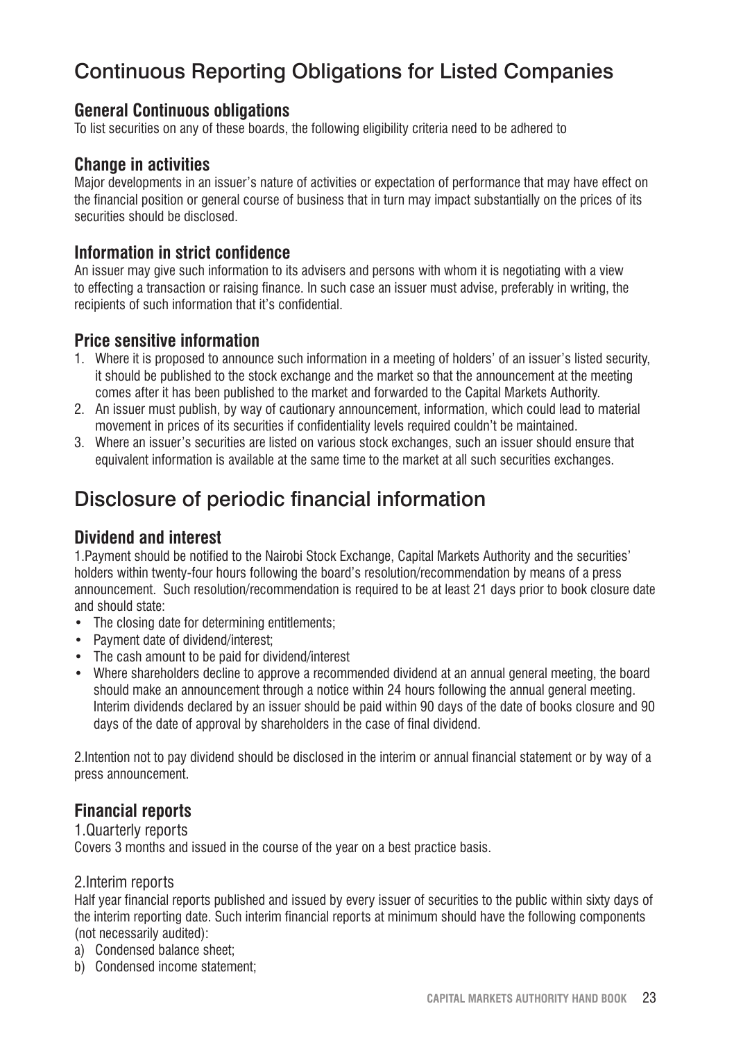# Continuous Reporting Obligations for Listed Companies

### General Continuous obligations

To list securities on any of these boards, the following eligibility criteria need to be adhered to

### Change in activities

Major developments in an issuer's nature of activities or expectation of performance that may have effect on the financial position or general course of business that in turn may impact substantially on the prices of its securities should be disclosed.

### Information in strict confidence

An issuer may give such information to its advisers and persons with whom it is negotiating with a view to effecting a transaction or raising finance. In such case an issuer must advise, preferably in writing, the recipients of such information that it's confidential.

### Price sensitive information

1. Where it is proposed to announce such information in a meeting of holders' of an issuer's listed security, it should be published to the stock exchange and the market so that the announcement at the meeting comes after it has been published to the market and forwarded to the Capital Markets Authority.
2. An issuer must publish, by way of cautionary announcement, information, which could lead to material movement in prices of its securities if confidentiality levels required couldn't be maintained.
3. Where an issuer's securities are listed on various stock exchanges, such an issuer should ensure that equivalent information is available at the same time to the market at all such securities exchanges.

# Disclosure of periodic financial information

### Dividend and interest

1.Payment should be notified to the Nairobi Stock Exchange, Capital Markets Authority and the securities' holders within twenty-four hours following the board's resolution/recommendation by means of a press announcement. Such resolution/recommendation is required to be at least 21 days prior to book closure date and should state:

- The closing date for determining entitlements;
- Payment date of dividend/interest;
- The cash amount to be paid for dividend/interest
- Where shareholders decline to approve a recommended dividend at an annual general meeting, the board should make an announcement through a notice within 24 hours following the annual general meeting. Interim dividends declared by an issuer should be paid within 90 days of the date of books closure and 90 days of the date of approval by shareholders in the case of final dividend.

2.Intention not to pay dividend should be disclosed in the interim or annual financial statement or by way of a press announcement.

### Financial reports

1.Quarterly reports

Covers 3 months and issued in the course of the year on a best practice basis.

2.Interim reports

Half year financial reports published and issued by every issuer of securities to the public within sixty days of the interim reporting date. Such interim financial reports at minimum should have the following components (not necessarily audited):

a) Condensed balance sheet;
b) Condensed income statement;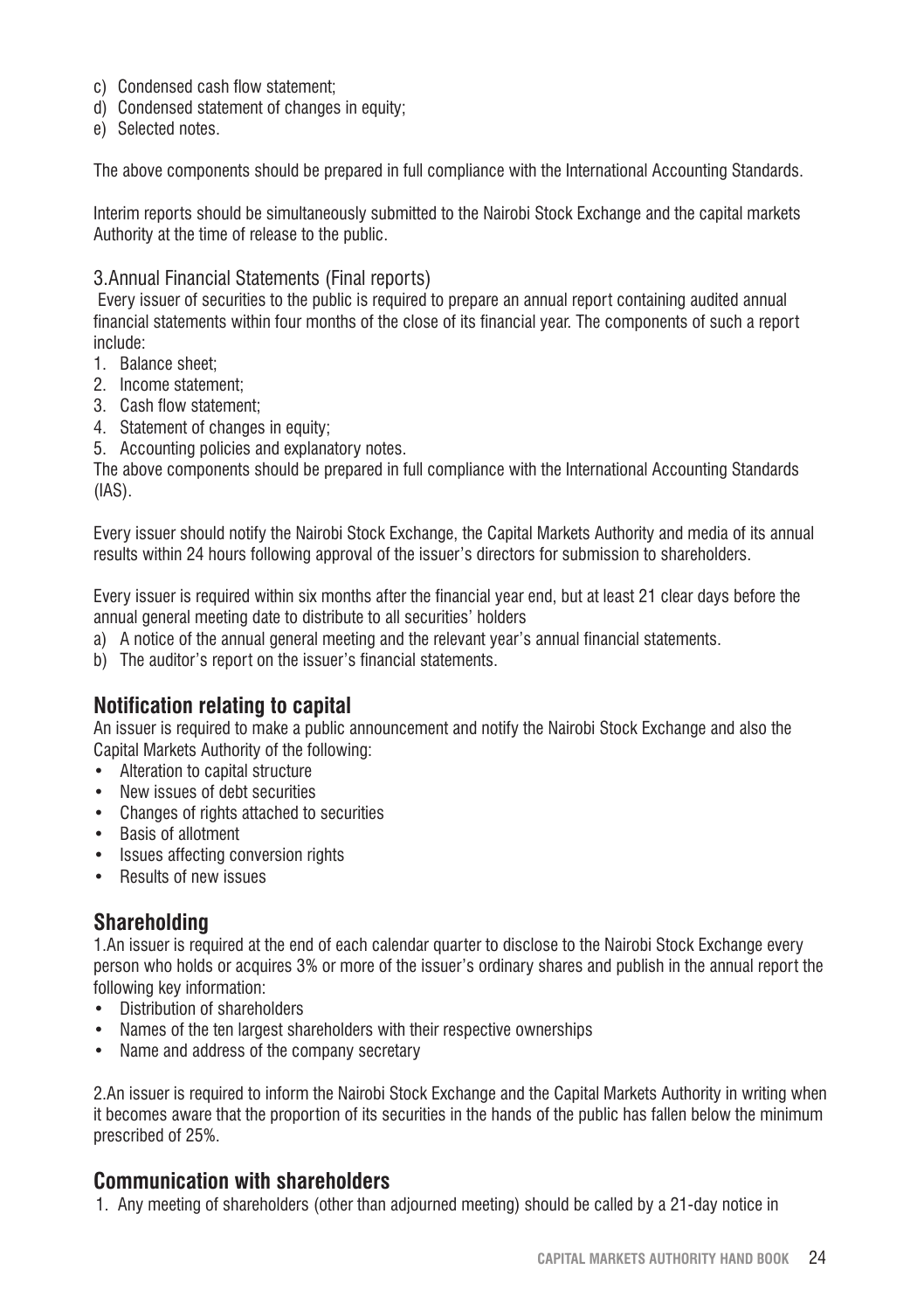c) Condensed cash flow statement;
d) Condensed statement of changes in equity;
e) Selected notes.

The above components should be prepared in full compliance with the International Accounting Standards.

Interim reports should be simultaneously submitted to the Nairobi Stock Exchange and the capital markets Authority at the time of release to the public.

3.Annual Financial Statements (Final reports)

Every issuer of securities to the public is required to prepare an annual report containing audited annual financial statements within four months of the close of its financial year. The components of such a report include:

1. Balance sheet;
2. Income statement;
3. Cash flow statement;
4. Statement of changes in equity;
5. Accounting policies and explanatory notes.

The above components should be prepared in full compliance with the International Accounting Standards (IAS).

Every issuer should notify the Nairobi Stock Exchange, the Capital Markets Authority and media of its annual results within 24 hours following approval of the issuer's directors for submission to shareholders.

Every issuer is required within six months after the financial year end, but at least 21 clear days before the annual general meeting date to distribute to all securities' holders

a) A notice of the annual general meeting and the relevant year's annual financial statements.
b) The auditor's report on the issuer's financial statements.

## Notification relating to capital

An issuer is required to make a public announcement and notify the Nairobi Stock Exchange and also the Capital Markets Authority of the following:

- Alteration to capital structure
- New issues of debt securities
- Changes of rights attached to securities
- Basis of allotment
- Issues affecting conversion rights
- Results of new issues

## Shareholding

1.An issuer is required at the end of each calendar quarter to disclose to the Nairobi Stock Exchange every person who holds or acquires 3% or more of the issuer's ordinary shares and publish in the annual report the following key information:

- Distribution of shareholders
- Names of the ten largest shareholders with their respective ownerships
- Name and address of the company secretary

2.An issuer is required to inform the Nairobi Stock Exchange and the Capital Markets Authority in writing when it becomes aware that the proportion of its securities in the hands of the public has fallen below the minimum prescribed of 25%.

## Communication with shareholders

1. Any meeting of shareholders (other than adjourned meeting) should be called by a 21-day notice in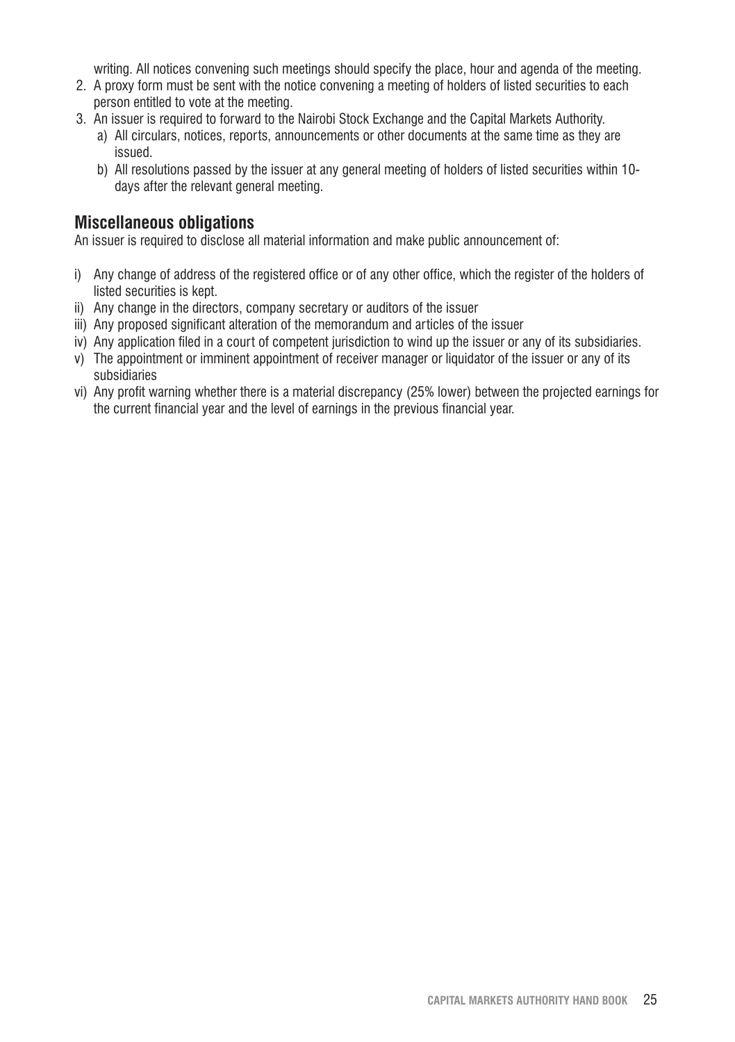writing. All notices convening such meetings should specify the place, hour and agenda of the meeting.

2. A proxy form must be sent with the notice convening a meeting of holders of listed securities to each person entitled to vote at the meeting.
3. An issuer is required to forward to the Nairobi Stock Exchange and the Capital Markets Authority.
   a) All circulars, notices, reports, announcements or other documents at the same time as they are issued.
   b) All resolutions passed by the issuer at any general meeting of holders of listed securities within 10-days after the relevant general meeting.

## Miscellaneous obligations

An issuer is required to disclose all material information and make public announcement of:

i) Any change of address of the registered office or of any other office, which the register of the holders of listed securities is kept.
ii) Any change in the directors, company secretary or auditors of the issuer
iii) Any proposed significant alteration of the memorandum and articles of the issuer
iv) Any application filed in a court of competent jurisdiction to wind up the issuer or any of its subsidiaries.
v) The appointment or imminent appointment of receiver manager or liquidator of the issuer or any of its subsidiaries
vi) Any profit warning whether there is a material discrepancy (25% lower) between the projected earnings for the current financial year and the level of earnings in the previous financial year.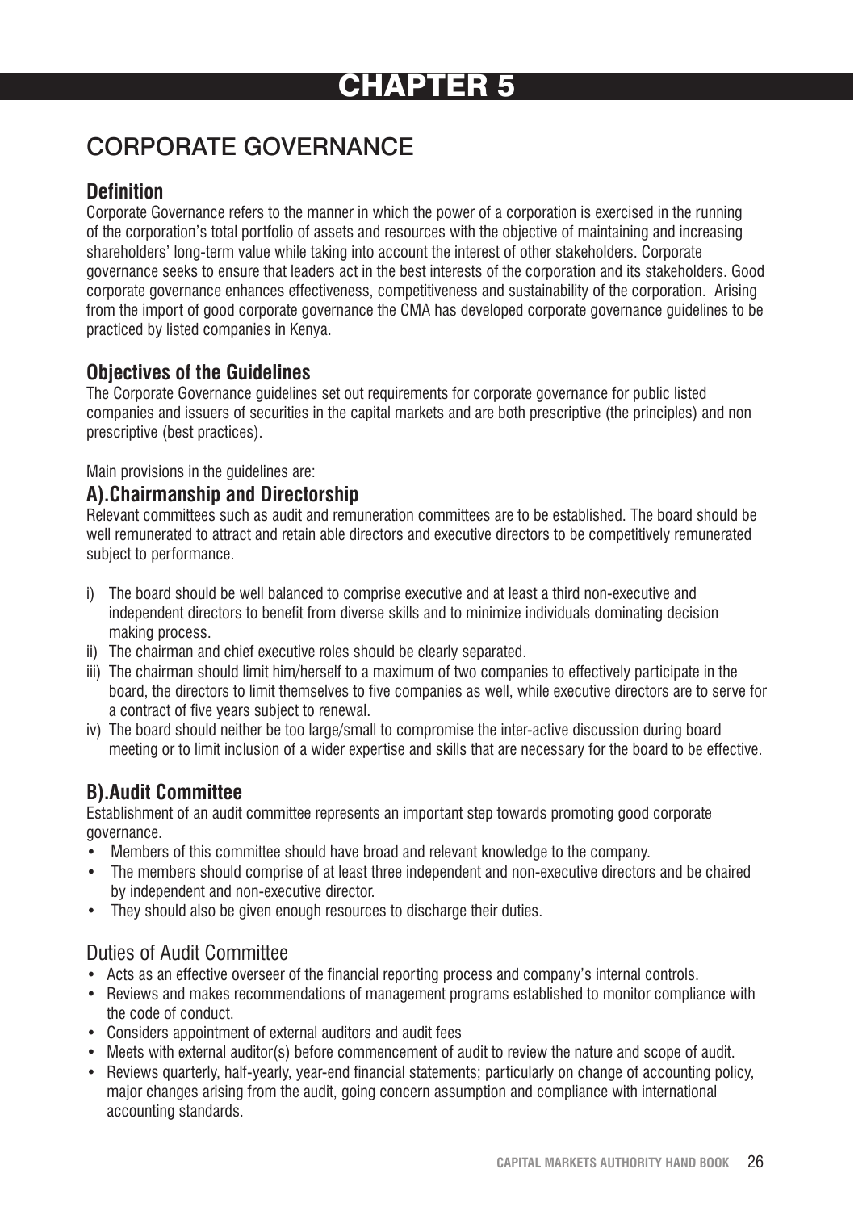# CHAPTER 5

## CORPORATE GOVERNANCE

### Definition

Corporate Governance refers to the manner in which the power of a corporation is exercised in the running of the corporation's total portfolio of assets and resources with the objective of maintaining and increasing shareholders' long-term value while taking into account the interest of other stakeholders. Corporate governance seeks to ensure that leaders act in the best interests of the corporation and its stakeholders. Good corporate governance enhances effectiveness, competitiveness and sustainability of the corporation. Arising from the import of good corporate governance the CMA has developed corporate governance guidelines to be practiced by listed companies in Kenya.

### Objectives of the Guidelines

The Corporate Governance guidelines set out requirements for corporate governance for public listed companies and issuers of securities in the capital markets and are both prescriptive (the principles) and non prescriptive (best practices).

Main provisions in the guidelines are:

### A).Chairmanship and Directorship

Relevant committees such as audit and remuneration committees are to be established. The board should be well remunerated to attract and retain able directors and executive directors to be competitively remunerated subject to performance.

i) The board should be well balanced to comprise executive and at least a third non-executive and independent directors to benefit from diverse skills and to minimize individuals dominating decision making process.
ii) The chairman and chief executive roles should be clearly separated.
iii) The chairman should limit him/herself to a maximum of two companies to effectively participate in the board, the directors to limit themselves to five companies as well, while executive directors are to serve for a contract of five years subject to renewal.
iv) The board should neither be too large/small to compromise the inter-active discussion during board meeting or to limit inclusion of a wider expertise and skills that are necessary for the board to be effective.

### B).Audit Committee

Establishment of an audit committee represents an important step towards promoting good corporate governance.

- Members of this committee should have broad and relevant knowledge to the company.
- The members should comprise of at least three independent and non-executive directors and be chaired by independent and non-executive director.
- They should also be given enough resources to discharge their duties.

#### Duties of Audit Committee

- Acts as an effective overseer of the financial reporting process and company's internal controls.
- Reviews and makes recommendations of management programs established to monitor compliance with the code of conduct.
- Considers appointment of external auditors and audit fees
- Meets with external auditor(s) before commencement of audit to review the nature and scope of audit.
- Reviews quarterly, half-yearly, year-end financial statements; particularly on change of accounting policy, major changes arising from the audit, going concern assumption and compliance with international accounting standards.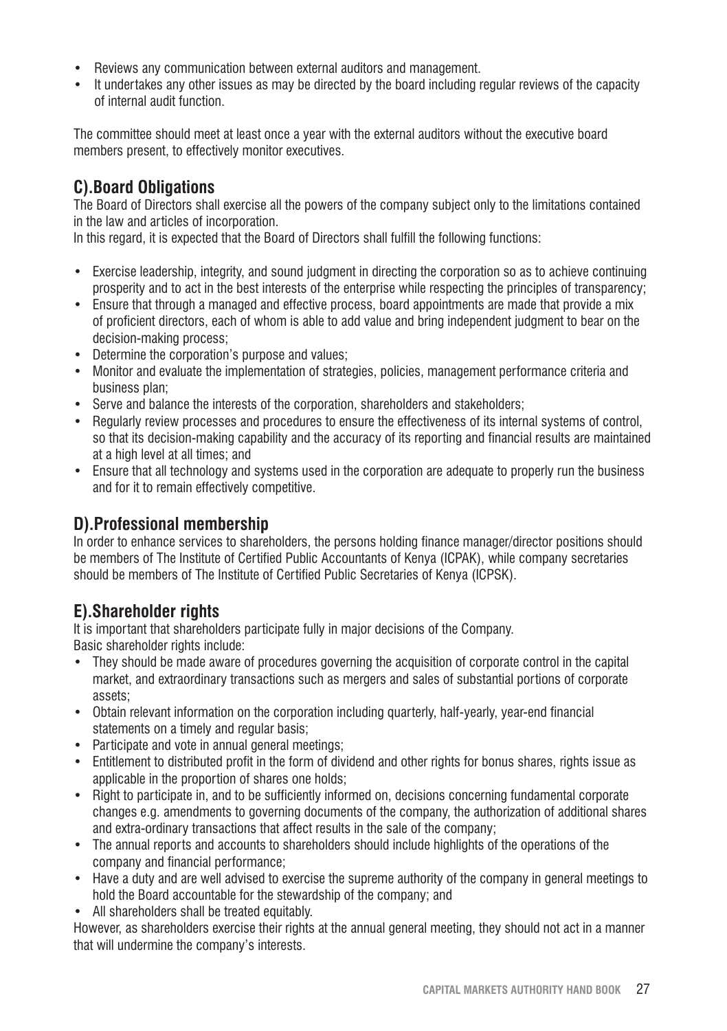- Reviews any communication between external auditors and management.
- It undertakes any other issues as may be directed by the board including regular reviews of the capacity of internal audit function.

The committee should meet at least once a year with the external auditors without the executive board members present, to effectively monitor executives.

## C).Board Obligations

The Board of Directors shall exercise all the powers of the company subject only to the limitations contained in the law and articles of incorporation.

In this regard, it is expected that the Board of Directors shall fulfill the following functions:

- Exercise leadership, integrity, and sound judgment in directing the corporation so as to achieve continuing prosperity and to act in the best interests of the enterprise while respecting the principles of transparency;
- Ensure that through a managed and effective process, board appointments are made that provide a mix of proficient directors, each of whom is able to add value and bring independent judgment to bear on the decision-making process;
- Determine the corporation's purpose and values;
- Monitor and evaluate the implementation of strategies, policies, management performance criteria and business plan;
- Serve and balance the interests of the corporation, shareholders and stakeholders;
- Regularly review processes and procedures to ensure the effectiveness of its internal systems of control, so that its decision-making capability and the accuracy of its reporting and financial results are maintained at a high level at all times; and
- Ensure that all technology and systems used in the corporation are adequate to properly run the business and for it to remain effectively competitive.

## D).Professional membership

In order to enhance services to shareholders, the persons holding finance manager/director positions should be members of The Institute of Certified Public Accountants of Kenya (ICPAK), while company secretaries should be members of The Institute of Certified Public Secretaries of Kenya (ICPSK).

## E).Shareholder rights

It is important that shareholders participate fully in major decisions of the Company.

Basic shareholder rights include:

- They should be made aware of procedures governing the acquisition of corporate control in the capital market, and extraordinary transactions such as mergers and sales of substantial portions of corporate assets;
- Obtain relevant information on the corporation including quarterly, half-yearly, year-end financial statements on a timely and regular basis;
- Participate and vote in annual general meetings;
- Entitlement to distributed profit in the form of dividend and other rights for bonus shares, rights issue as applicable in the proportion of shares one holds;
- Right to participate in, and to be sufficiently informed on, decisions concerning fundamental corporate changes e.g. amendments to governing documents of the company, the authorization of additional shares and extra-ordinary transactions that affect results in the sale of the company;
- The annual reports and accounts to shareholders should include highlights of the operations of the company and financial performance;
- Have a duty and are well advised to exercise the supreme authority of the company in general meetings to hold the Board accountable for the stewardship of the company; and
- All shareholders shall be treated equitably.

However, as shareholders exercise their rights at the annual general meeting, they should not act in a manner that will undermine the company's interests.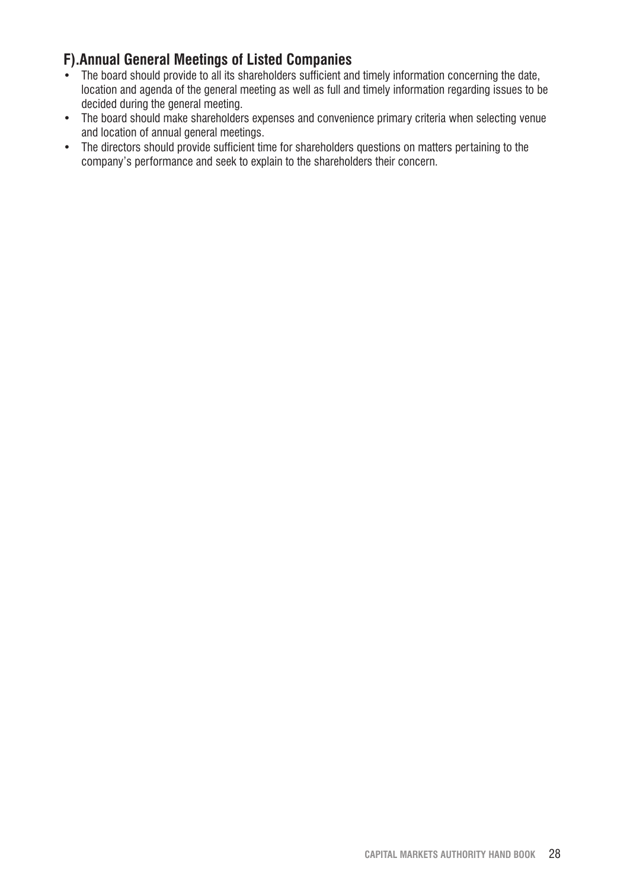## F).Annual General Meetings of Listed Companies

- The board should provide to all its shareholders sufficient and timely information concerning the date, location and agenda of the general meeting as well as full and timely information regarding issues to be decided during the general meeting.
- The board should make shareholders expenses and convenience primary criteria when selecting venue and location of annual general meetings.
- The directors should provide sufficient time for shareholders questions on matters pertaining to the company's performance and seek to explain to the shareholders their concern.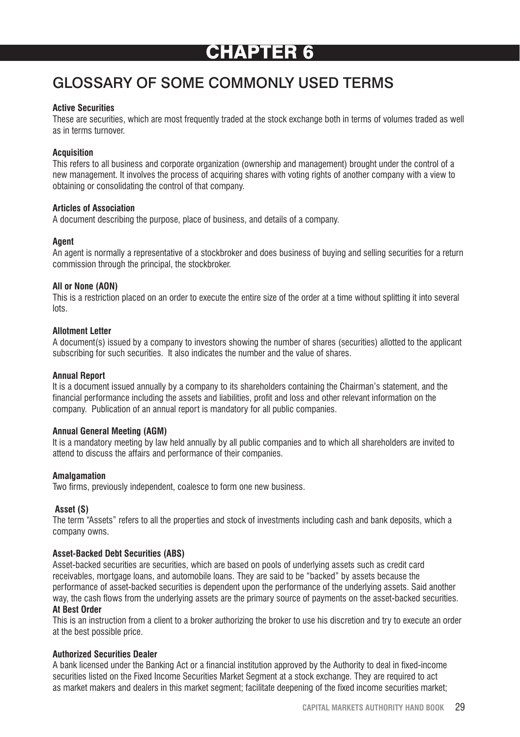# CHAPTER 6

## GLOSSARY OF SOME COMMONLY USED TERMS

**Active Securities**
These are securities, which are most frequently traded at the stock exchange both in terms of volumes traded as well as in terms turnover.

**Acquisition**
This refers to all business and corporate organization (ownership and management) brought under the control of a new management. It involves the process of acquiring shares with voting rights of another company with a view to obtaining or consolidating the control of that company.

**Articles of Association**
A document describing the purpose, place of business, and details of a company.

**Agent**
An agent is normally a representative of a stockbroker and does business of buying and selling securities for a return commission through the principal, the stockbroker.

**All or None (AON)**
This is a restriction placed on an order to execute the entire size of the order at a time without splitting it into several lots.

**Allotment Letter**
A document(s) issued by a company to investors showing the number of shares (securities) allotted to the applicant subscribing for such securities. It also indicates the number and the value of shares.

**Annual Report**
It is a document issued annually by a company to its shareholders containing the Chairman's statement, and the financial performance including the assets and liabilities, profit and loss and other relevant information on the company. Publication of an annual report is mandatory for all public companies.

**Annual General Meeting (AGM)**
It is a mandatory meeting by law held annually by all public companies and to which all shareholders are invited to attend to discuss the affairs and performance of their companies.

**Amalgamation**
Two firms, previously independent, coalesce to form one new business.

**Asset (S)**
The term "Assets" refers to all the properties and stock of investments including cash and bank deposits, which a company owns.

**Asset-Backed Debt Securities (ABS)**
Asset-backed securities are securities, which are based on pools of underlying assets such as credit card receivables, mortgage loans, and automobile loans. They are said to be "backed" by assets because the performance of asset-backed securities is dependent upon the performance of the underlying assets. Said another way, the cash flows from the underlying assets are the primary source of payments on the asset-backed securities.

**At Best Order**
This is an instruction from a client to a broker authorizing the broker to use his discretion and try to execute an order at the best possible price.

**Authorized Securities Dealer**
A bank licensed under the Banking Act or a financial institution approved by the Authority to deal in fixed-income securities listed on the Fixed Income Securities Market Segment at a stock exchange. They are required to act as market makers and dealers in this market segment; facilitate deepening of the fixed income securities market;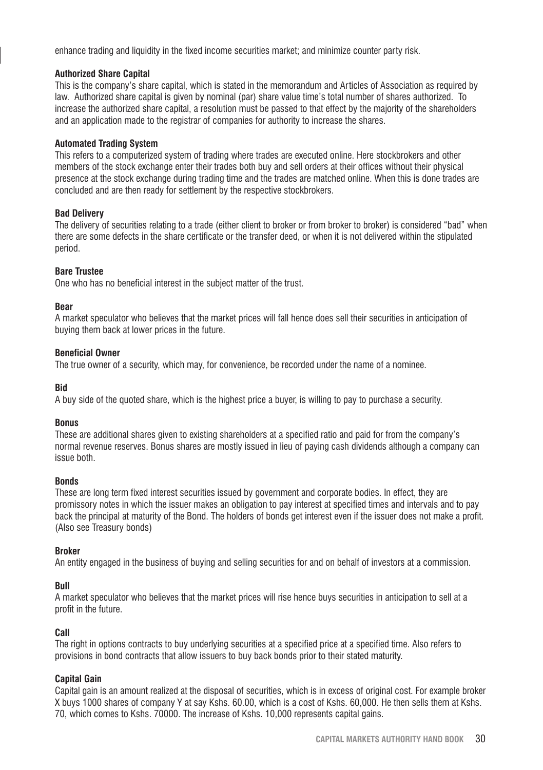enhance trading and liquidity in the fixed income securities market; and minimize counter party risk.

**Authorized Share Capital**

This is the company's share capital, which is stated in the memorandum and Articles of Association as required by law. Authorized share capital is given by nominal (par) share value time's total number of shares authorized. To increase the authorized share capital, a resolution must be passed to that effect by the majority of the shareholders and an application made to the registrar of companies for authority to increase the shares.

**Automated Trading System**

This refers to a computerized system of trading where trades are executed online. Here stockbrokers and other members of the stock exchange enter their trades both buy and sell orders at their offices without their physical presence at the stock exchange during trading time and the trades are matched online. When this is done trades are concluded and are then ready for settlement by the respective stockbrokers.

**Bad Delivery**

The delivery of securities relating to a trade (either client to broker or from broker to broker) is considered "bad" when there are some defects in the share certificate or the transfer deed, or when it is not delivered within the stipulated period.

**Bare Trustee**

One who has no beneficial interest in the subject matter of the trust.

**Bear**

A market speculator who believes that the market prices will fall hence does sell their securities in anticipation of buying them back at lower prices in the future.

**Beneficial Owner**

The true owner of a security, which may, for convenience, be recorded under the name of a nominee.

**Bid**

A buy side of the quoted share, which is the highest price a buyer, is willing to pay to purchase a security.

**Bonus**

These are additional shares given to existing shareholders at a specified ratio and paid for from the company's normal revenue reserves. Bonus shares are mostly issued in lieu of paying cash dividends although a company can issue both.

**Bonds**

These are long term fixed interest securities issued by government and corporate bodies. In effect, they are promissory notes in which the issuer makes an obligation to pay interest at specified times and intervals and to pay back the principal at maturity of the Bond. The holders of bonds get interest even if the issuer does not make a profit. (Also see Treasury bonds)

**Broker**

An entity engaged in the business of buying and selling securities for and on behalf of investors at a commission.

**Bull**

A market speculator who believes that the market prices will rise hence buys securities in anticipation to sell at a profit in the future.

**Call**

The right in options contracts to buy underlying securities at a specified price at a specified time. Also refers to provisions in bond contracts that allow issuers to buy back bonds prior to their stated maturity.

**Capital Gain**

Capital gain is an amount realized at the disposal of securities, which is in excess of original cost. For example broker X buys 1000 shares of company Y at say Kshs. 60.00, which is a cost of Kshs. 60,000. He then sells them at Kshs. 70, which comes to Kshs. 70000. The increase of Kshs. 10,000 represents capital gains.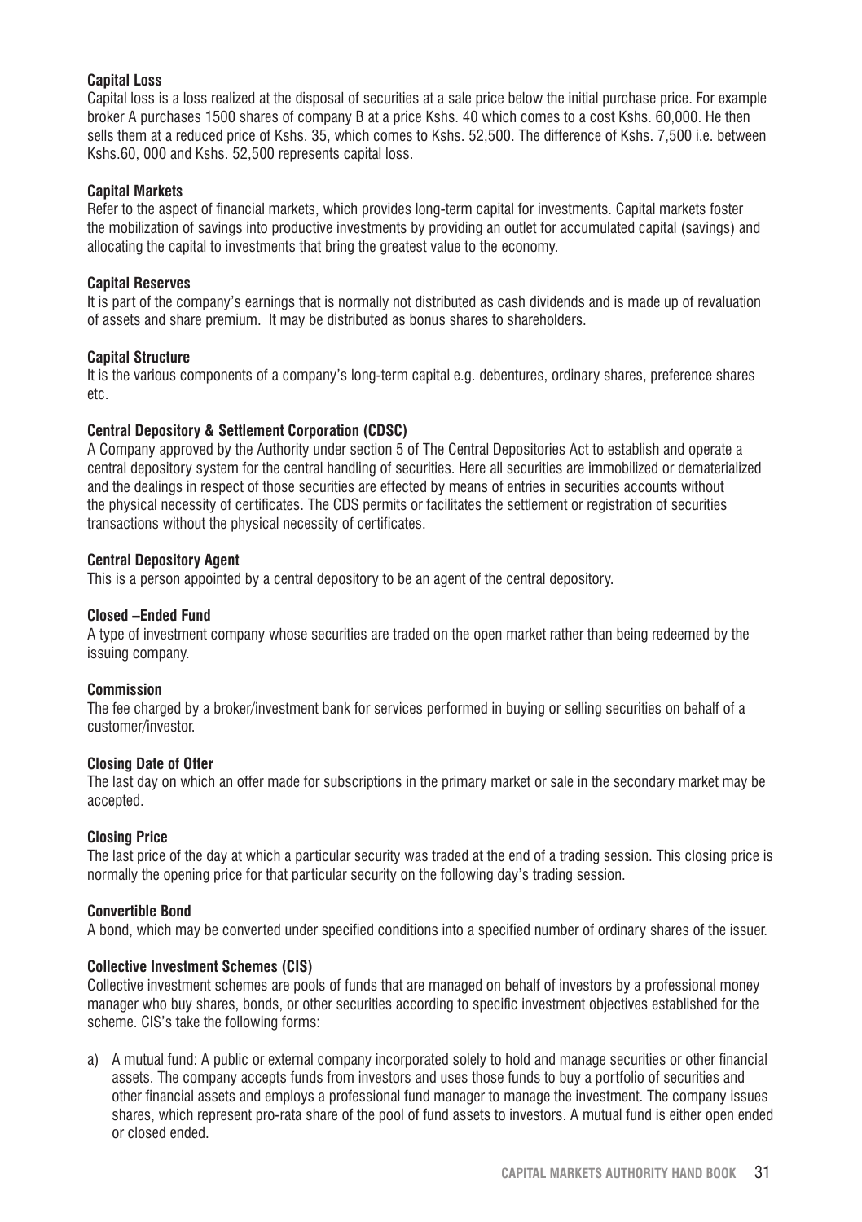**Capital Loss**

Capital loss is a loss realized at the disposal of securities at a sale price below the initial purchase price. For example broker A purchases 1500 shares of company B at a price Kshs. 40 which comes to a cost Kshs. 60,000. He then sells them at a reduced price of Kshs. 35, which comes to Kshs. 52,500. The difference of Kshs. 7,500 i.e. between Kshs.60, 000 and Kshs. 52,500 represents capital loss.

**Capital Markets**

Refer to the aspect of financial markets, which provides long-term capital for investments. Capital markets foster the mobilization of savings into productive investments by providing an outlet for accumulated capital (savings) and allocating the capital to investments that bring the greatest value to the economy.

**Capital Reserves**

It is part of the company's earnings that is normally not distributed as cash dividends and is made up of revaluation of assets and share premium. It may be distributed as bonus shares to shareholders.

**Capital Structure**

It is the various components of a company's long-term capital e.g. debentures, ordinary shares, preference shares etc.

**Central Depository & Settlement Corporation (CDSC)**

A Company approved by the Authority under section 5 of The Central Depositories Act to establish and operate a central depository system for the central handling of securities. Here all securities are immobilized or dematerialized and the dealings in respect of those securities are effected by means of entries in securities accounts without the physical necessity of certificates. The CDS permits or facilitates the settlement or registration of securities transactions without the physical necessity of certificates.

**Central Depository Agent**

This is a person appointed by a central depository to be an agent of the central depository.

**Closed –Ended Fund**

A type of investment company whose securities are traded on the open market rather than being redeemed by the issuing company.

**Commission**

The fee charged by a broker/investment bank for services performed in buying or selling securities on behalf of a customer/investor.

**Closing Date of Offer**

The last day on which an offer made for subscriptions in the primary market or sale in the secondary market may be accepted.

**Closing Price**

The last price of the day at which a particular security was traded at the end of a trading session. This closing price is normally the opening price for that particular security on the following day's trading session.

**Convertible Bond**

A bond, which may be converted under specified conditions into a specified number of ordinary shares of the issuer.

**Collective Investment Schemes (CIS)**

Collective investment schemes are pools of funds that are managed on behalf of investors by a professional money manager who buy shares, bonds, or other securities according to specific investment objectives established for the scheme. CIS's take the following forms:

a) A mutual fund: A public or external company incorporated solely to hold and manage securities or other financial assets. The company accepts funds from investors and uses those funds to buy a portfolio of securities and other financial assets and employs a professional fund manager to manage the investment. The company issues shares, which represent pro-rata share of the pool of fund assets to investors. A mutual fund is either open ended or closed ended.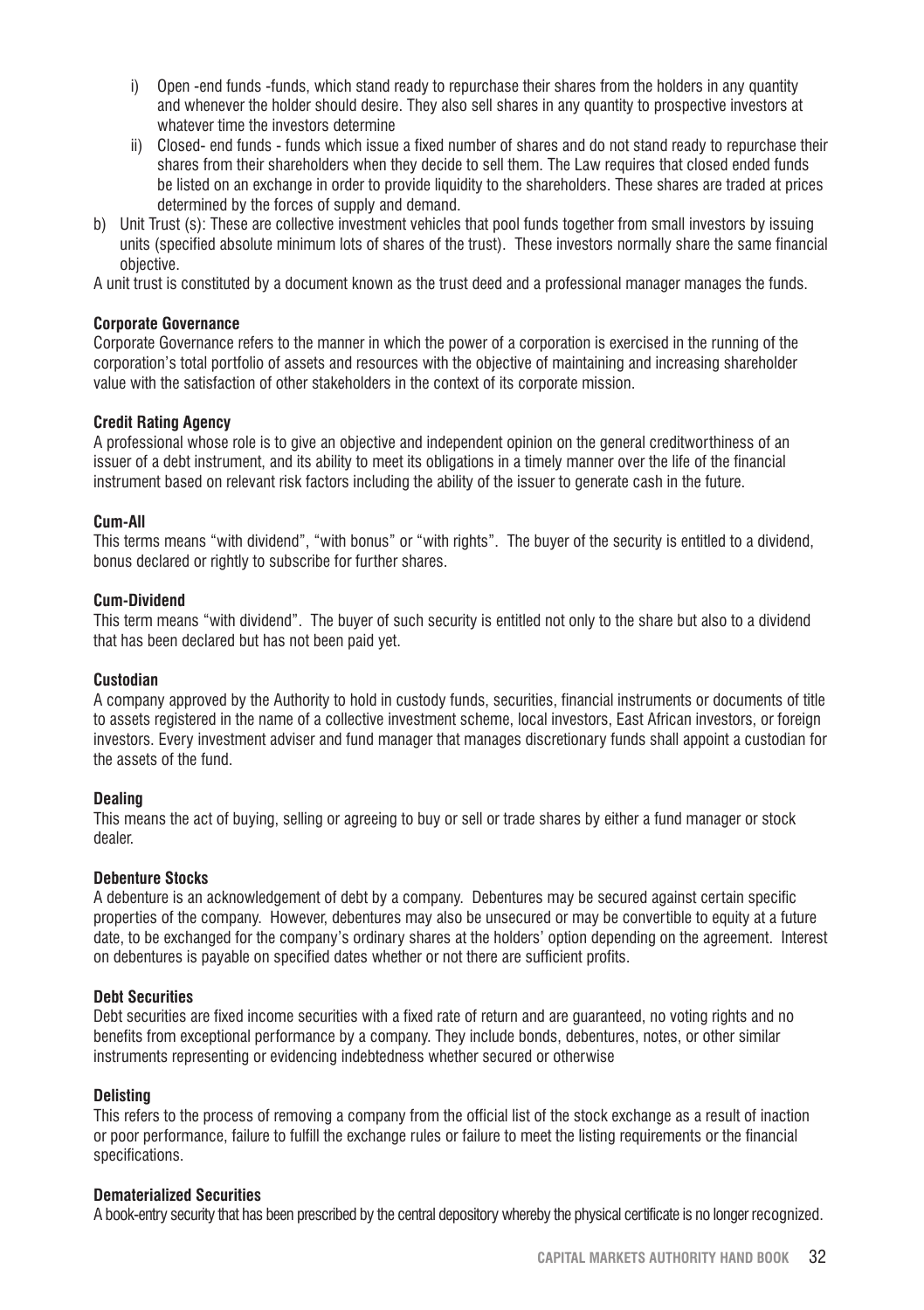i) Open -end funds -funds, which stand ready to repurchase their shares from the holders in any quantity and whenever the holder should desire. They also sell shares in any quantity to prospective investors at whatever time the investors determine

ii) Closed- end funds - funds which issue a fixed number of shares and do not stand ready to repurchase their shares from their shareholders when they decide to sell them. The Law requires that closed ended funds be listed on an exchange in order to provide liquidity to the shareholders. These shares are traded at prices determined by the forces of supply and demand.

b) Unit Trust (s): These are collective investment vehicles that pool funds together from small investors by issuing units (specified absolute minimum lots of shares of the trust). These investors normally share the same financial objective.

A unit trust is constituted by a document known as the trust deed and a professional manager manages the funds.

**Corporate Governance**

Corporate Governance refers to the manner in which the power of a corporation is exercised in the running of the corporation's total portfolio of assets and resources with the objective of maintaining and increasing shareholder value with the satisfaction of other stakeholders in the context of its corporate mission.

**Credit Rating Agency**

A professional whose role is to give an objective and independent opinion on the general creditworthiness of an issuer of a debt instrument, and its ability to meet its obligations in a timely manner over the life of the financial instrument based on relevant risk factors including the ability of the issuer to generate cash in the future.

**Cum-All**

This terms means "with dividend", "with bonus" or "with rights". The buyer of the security is entitled to a dividend, bonus declared or rightly to subscribe for further shares.

**Cum-Dividend**

This term means "with dividend". The buyer of such security is entitled not only to the share but also to a dividend that has been declared but has not been paid yet.

**Custodian**

A company approved by the Authority to hold in custody funds, securities, financial instruments or documents of title to assets registered in the name of a collective investment scheme, local investors, East African investors, or foreign investors. Every investment adviser and fund manager that manages discretionary funds shall appoint a custodian for the assets of the fund.

**Dealing**

This means the act of buying, selling or agreeing to buy or sell or trade shares by either a fund manager or stock dealer.

**Debenture Stocks**

A debenture is an acknowledgement of debt by a company. Debentures may be secured against certain specific properties of the company. However, debentures may also be unsecured or may be convertible to equity at a future date, to be exchanged for the company's ordinary shares at the holders' option depending on the agreement. Interest on debentures is payable on specified dates whether or not there are sufficient profits.

**Debt Securities**

Debt securities are fixed income securities with a fixed rate of return and are guaranteed, no voting rights and no benefits from exceptional performance by a company. They include bonds, debentures, notes, or other similar instruments representing or evidencing indebtedness whether secured or otherwise

**Delisting**

This refers to the process of removing a company from the official list of the stock exchange as a result of inaction or poor performance, failure to fulfill the exchange rules or failure to meet the listing requirements or the financial specifications.

**Dematerialized Securities**

A book-entry security that has been prescribed by the central depository whereby the physical certificate is no longer recognized.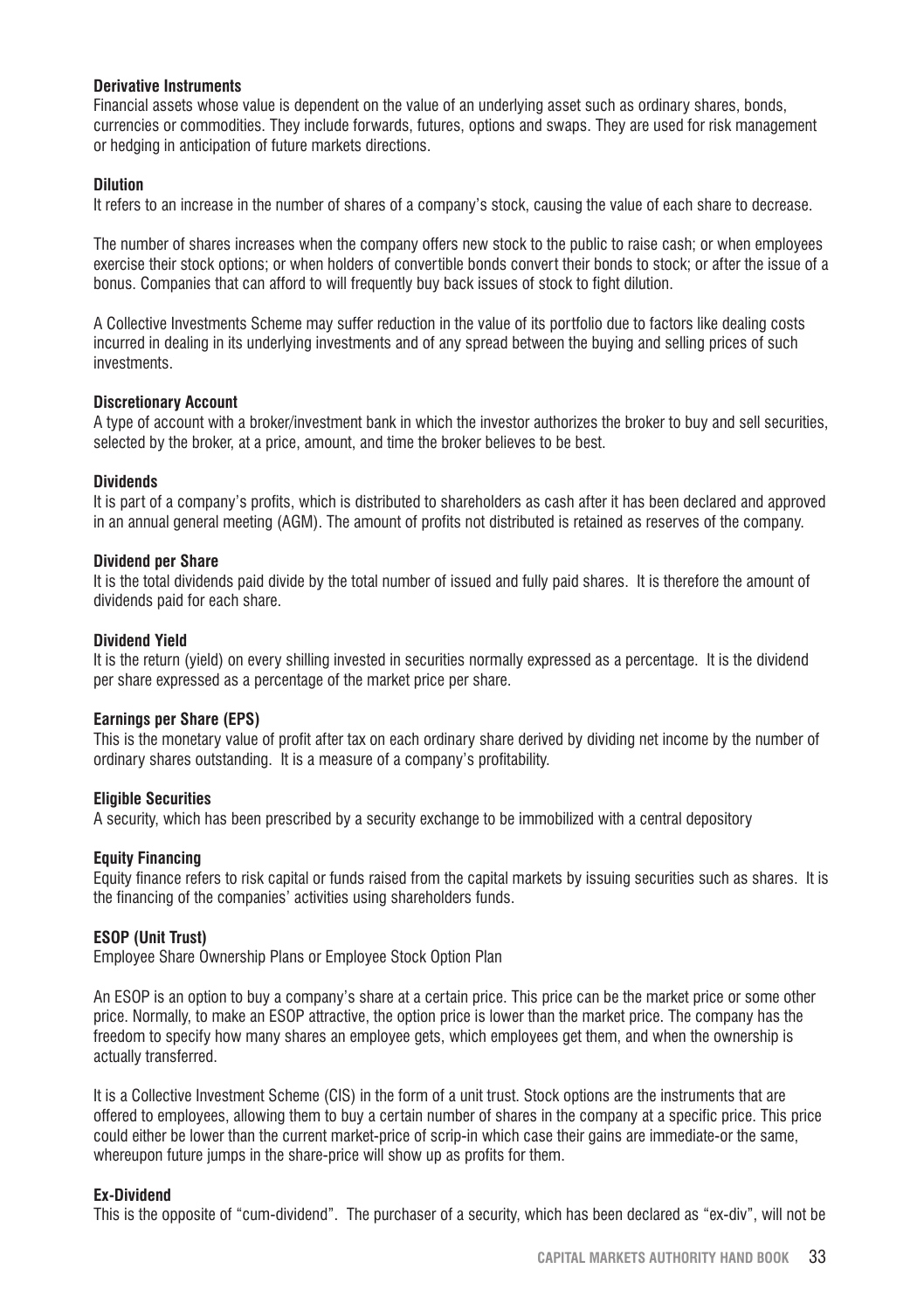**Derivative Instruments**

Financial assets whose value is dependent on the value of an underlying asset such as ordinary shares, bonds, currencies or commodities. They include forwards, futures, options and swaps. They are used for risk management or hedging in anticipation of future markets directions.

**Dilution**

It refers to an increase in the number of shares of a company's stock, causing the value of each share to decrease.

The number of shares increases when the company offers new stock to the public to raise cash; or when employees exercise their stock options; or when holders of convertible bonds convert their bonds to stock; or after the issue of a bonus. Companies that can afford to will frequently buy back issues of stock to fight dilution.

A Collective Investments Scheme may suffer reduction in the value of its portfolio due to factors like dealing costs incurred in dealing in its underlying investments and of any spread between the buying and selling prices of such investments.

**Discretionary Account**

A type of account with a broker/investment bank in which the investor authorizes the broker to buy and sell securities, selected by the broker, at a price, amount, and time the broker believes to be best.

**Dividends**

It is part of a company's profits, which is distributed to shareholders as cash after it has been declared and approved in an annual general meeting (AGM). The amount of profits not distributed is retained as reserves of the company.

**Dividend per Share**

It is the total dividends paid divide by the total number of issued and fully paid shares. It is therefore the amount of dividends paid for each share.

**Dividend Yield**

It is the return (yield) on every shilling invested in securities normally expressed as a percentage. It is the dividend per share expressed as a percentage of the market price per share.

**Earnings per Share (EPS)**

This is the monetary value of profit after tax on each ordinary share derived by dividing net income by the number of ordinary shares outstanding. It is a measure of a company's profitability.

**Eligible Securities**

A security, which has been prescribed by a security exchange to be immobilized with a central depository

**Equity Financing**

Equity finance refers to risk capital or funds raised from the capital markets by issuing securities such as shares. It is the financing of the companies' activities using shareholders funds.

**ESOP (Unit Trust)**

Employee Share Ownership Plans or Employee Stock Option Plan

An ESOP is an option to buy a company's share at a certain price. This price can be the market price or some other price. Normally, to make an ESOP attractive, the option price is lower than the market price. The company has the freedom to specify how many shares an employee gets, which employees get them, and when the ownership is actually transferred.

It is a Collective Investment Scheme (CIS) in the form of a unit trust. Stock options are the instruments that are offered to employees, allowing them to buy a certain number of shares in the company at a specific price. This price could either be lower than the current market-price of scrip-in which case their gains are immediate-or the same, whereupon future jumps in the share-price will show up as profits for them.

**Ex-Dividend**

This is the opposite of "cum-dividend". The purchaser of a security, which has been declared as "ex-div", will not be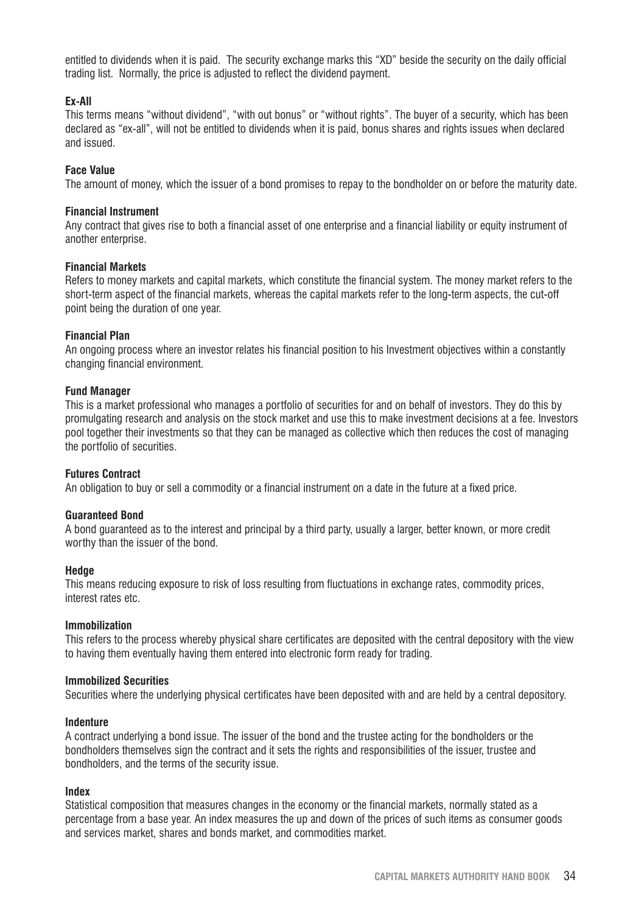entitled to dividends when it is paid. The security exchange marks this "XD" beside the security on the daily official trading list. Normally, the price is adjusted to reflect the dividend payment.

**Ex-All**

This terms means "without dividend", "with out bonus" or "without rights". The buyer of a security, which has been declared as "ex-all", will not be entitled to dividends when it is paid, bonus shares and rights issues when declared and issued.

**Face Value**

The amount of money, which the issuer of a bond promises to repay to the bondholder on or before the maturity date.

**Financial Instrument**

Any contract that gives rise to both a financial asset of one enterprise and a financial liability or equity instrument of another enterprise.

**Financial Markets**

Refers to money markets and capital markets, which constitute the financial system. The money market refers to the short-term aspect of the financial markets, whereas the capital markets refer to the long-term aspects, the cut-off point being the duration of one year.

**Financial Plan**

An ongoing process where an investor relates his financial position to his Investment objectives within a constantly changing financial environment.

**Fund Manager**

This is a market professional who manages a portfolio of securities for and on behalf of investors. They do this by promulgating research and analysis on the stock market and use this to make investment decisions at a fee. Investors pool together their investments so that they can be managed as collective which then reduces the cost of managing the portfolio of securities.

**Futures Contract**

An obligation to buy or sell a commodity or a financial instrument on a date in the future at a fixed price.

**Guaranteed Bond**

A bond guaranteed as to the interest and principal by a third party, usually a larger, better known, or more credit worthy than the issuer of the bond.

**Hedge**

This means reducing exposure to risk of loss resulting from fluctuations in exchange rates, commodity prices, interest rates etc.

**Immobilization**

This refers to the process whereby physical share certificates are deposited with the central depository with the view to having them eventually having them entered into electronic form ready for trading.

**Immobilized Securities**

Securities where the underlying physical certificates have been deposited with and are held by a central depository.

**Indenture**

A contract underlying a bond issue. The issuer of the bond and the trustee acting for the bondholders or the bondholders themselves sign the contract and it sets the rights and responsibilities of the issuer, trustee and bondholders, and the terms of the security issue.

**Index**

Statistical composition that measures changes in the economy or the financial markets, normally stated as a percentage from a base year. An index measures the up and down of the prices of such items as consumer goods and services market, shares and bonds market, and commodities market.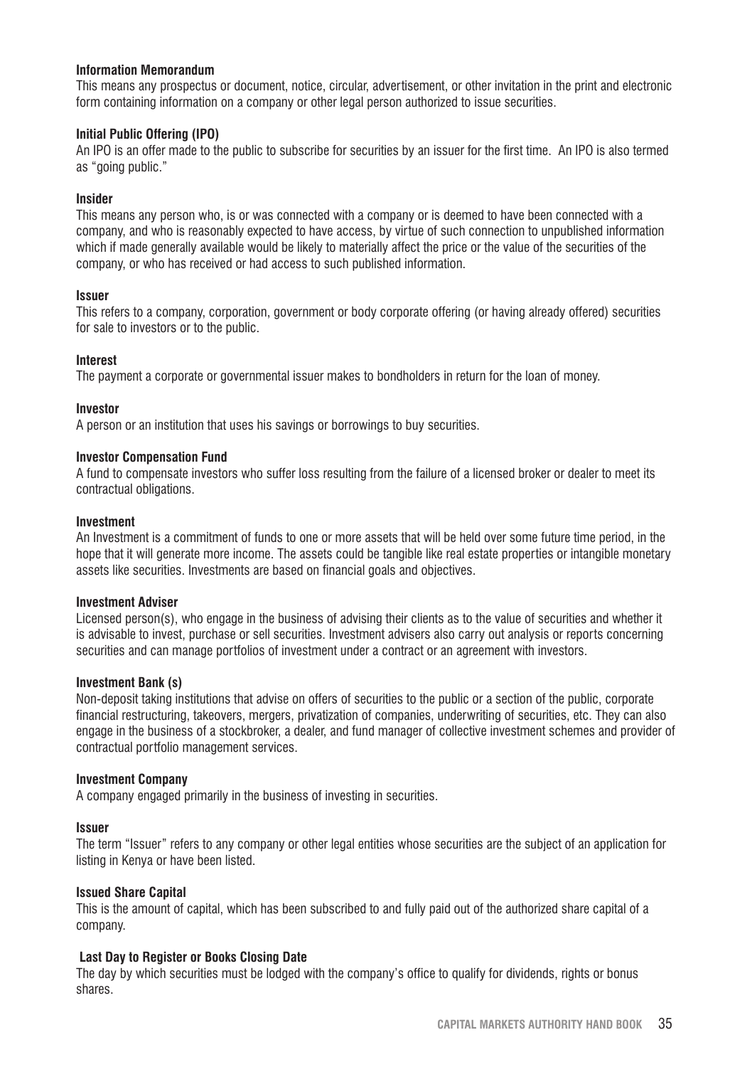**Information Memorandum**

This means any prospectus or document, notice, circular, advertisement, or other invitation in the print and electronic form containing information on a company or other legal person authorized to issue securities.

**Initial Public Offering (IPO)**

An IPO is an offer made to the public to subscribe for securities by an issuer for the first time. An IPO is also termed as "going public."

**Insider**

This means any person who, is or was connected with a company or is deemed to have been connected with a company, and who is reasonably expected to have access, by virtue of such connection to unpublished information which if made generally available would be likely to materially affect the price or the value of the securities of the company, or who has received or had access to such published information.

**Issuer**

This refers to a company, corporation, government or body corporate offering (or having already offered) securities for sale to investors or to the public.

**Interest**

The payment a corporate or governmental issuer makes to bondholders in return for the loan of money.

**Investor**

A person or an institution that uses his savings or borrowings to buy securities.

**Investor Compensation Fund**

A fund to compensate investors who suffer loss resulting from the failure of a licensed broker or dealer to meet its contractual obligations.

**Investment**

An Investment is a commitment of funds to one or more assets that will be held over some future time period, in the hope that it will generate more income. The assets could be tangible like real estate properties or intangible monetary assets like securities. Investments are based on financial goals and objectives.

**Investment Adviser**

Licensed person(s), who engage in the business of advising their clients as to the value of securities and whether it is advisable to invest, purchase or sell securities. Investment advisers also carry out analysis or reports concerning securities and can manage portfolios of investment under a contract or an agreement with investors.

**Investment Bank (s)**

Non-deposit taking institutions that advise on offers of securities to the public or a section of the public, corporate financial restructuring, takeovers, mergers, privatization of companies, underwriting of securities, etc. They can also engage in the business of a stockbroker, a dealer, and fund manager of collective investment schemes and provider of contractual portfolio management services.

**Investment Company**

A company engaged primarily in the business of investing in securities.

**Issuer**

The term "Issuer" refers to any company or other legal entities whose securities are the subject of an application for listing in Kenya or have been listed.

**Issued Share Capital**

This is the amount of capital, which has been subscribed to and fully paid out of the authorized share capital of a company.

**Last Day to Register or Books Closing Date**

The day by which securities must be lodged with the company's office to qualify for dividends, rights or bonus shares.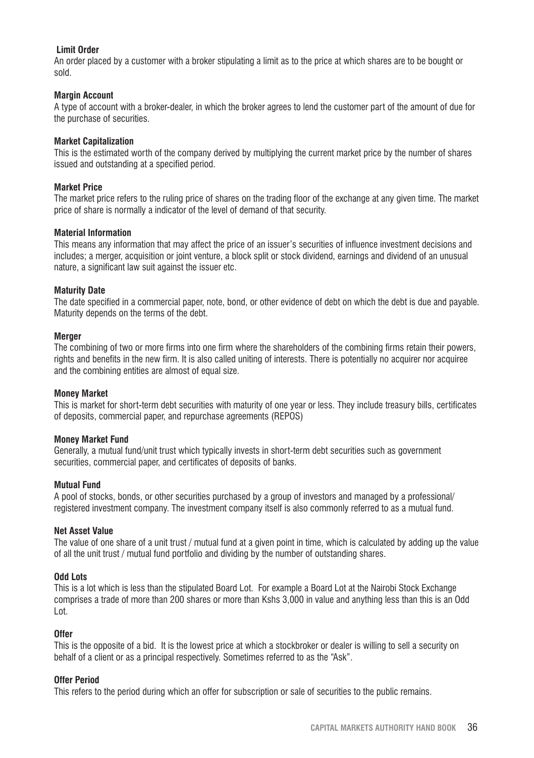**Limit Order**

An order placed by a customer with a broker stipulating a limit as to the price at which shares are to be bought or sold.

**Margin Account**

A type of account with a broker-dealer, in which the broker agrees to lend the customer part of the amount of due for the purchase of securities.

**Market Capitalization**

This is the estimated worth of the company derived by multiplying the current market price by the number of shares issued and outstanding at a specified period.

**Market Price**

The market price refers to the ruling price of shares on the trading floor of the exchange at any given time. The market price of share is normally a indicator of the level of demand of that security.

**Material Information**

This means any information that may affect the price of an issuer's securities of influence investment decisions and includes; a merger, acquisition or joint venture, a block split or stock dividend, earnings and dividend of an unusual nature, a significant law suit against the issuer etc.

**Maturity Date**

The date specified in a commercial paper, note, bond, or other evidence of debt on which the debt is due and payable. Maturity depends on the terms of the debt.

**Merger**

The combining of two or more firms into one firm where the shareholders of the combining firms retain their powers, rights and benefits in the new firm. It is also called uniting of interests. There is potentially no acquirer nor acquiree and the combining entities are almost of equal size.

**Money Market**

This is market for short-term debt securities with maturity of one year or less. They include treasury bills, certificates of deposits, commercial paper, and repurchase agreements (REPOS)

**Money Market Fund**

Generally, a mutual fund/unit trust which typically invests in short-term debt securities such as government securities, commercial paper, and certificates of deposits of banks.

**Mutual Fund**

A pool of stocks, bonds, or other securities purchased by a group of investors and managed by a professional/ registered investment company. The investment company itself is also commonly referred to as a mutual fund.

**Net Asset Value**

The value of one share of a unit trust / mutual fund at a given point in time, which is calculated by adding up the value of all the unit trust / mutual fund portfolio and dividing by the number of outstanding shares.

**Odd Lots**

This is a lot which is less than the stipulated Board Lot. For example a Board Lot at the Nairobi Stock Exchange comprises a trade of more than 200 shares or more than Kshs 3,000 in value and anything less than this is an Odd Lot.

**Offer**

This is the opposite of a bid. It is the lowest price at which a stockbroker or dealer is willing to sell a security on behalf of a client or as a principal respectively. Sometimes referred to as the "Ask".

**Offer Period**

This refers to the period during which an offer for subscription or sale of securities to the public remains.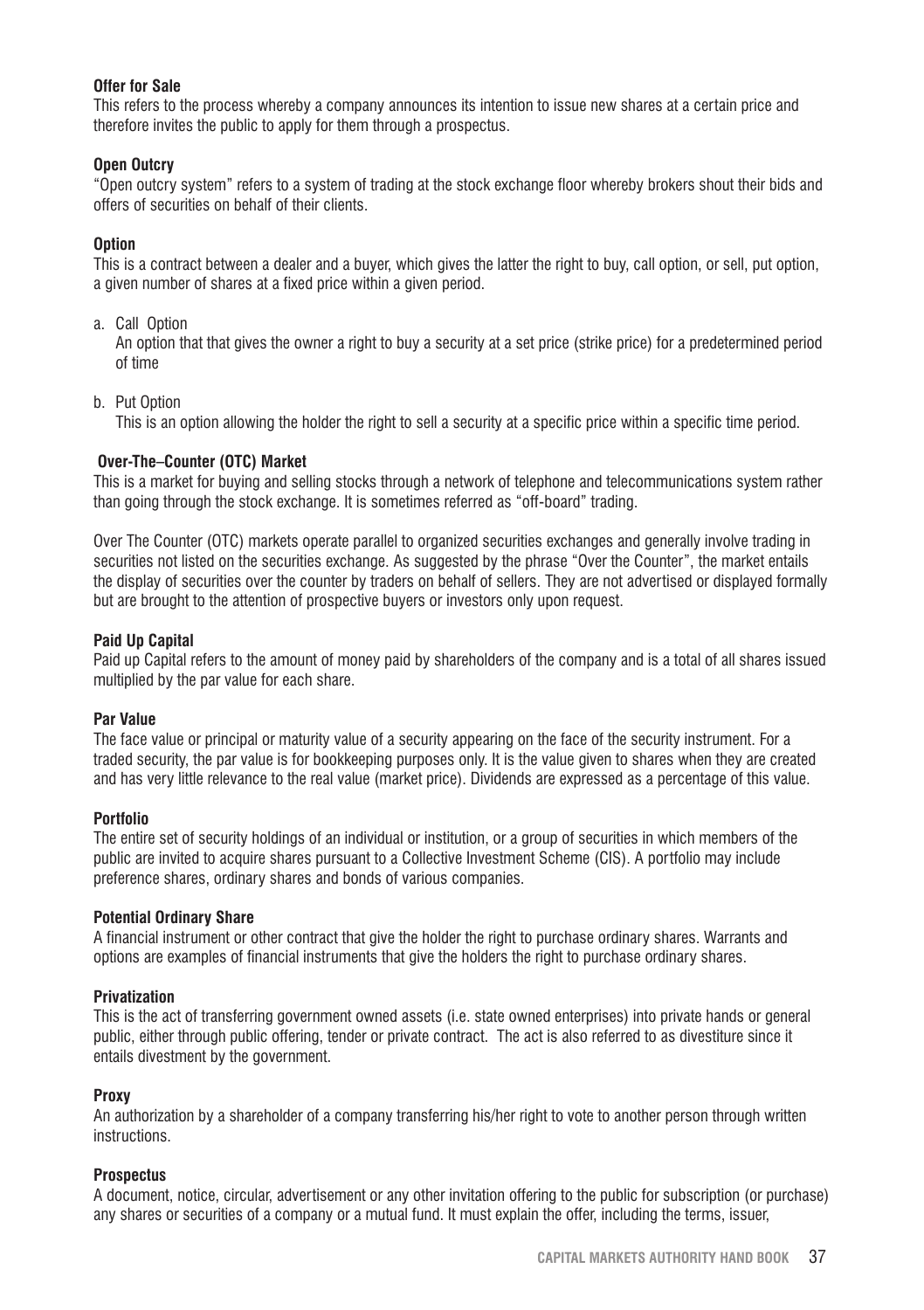**Offer for Sale**

This refers to the process whereby a company announces its intention to issue new shares at a certain price and therefore invites the public to apply for them through a prospectus.

**Open Outcry**

"Open outcry system" refers to a system of trading at the stock exchange floor whereby brokers shout their bids and offers of securities on behalf of their clients.

**Option**

This is a contract between a dealer and a buyer, which gives the latter the right to buy, call option, or sell, put option, a given number of shares at a fixed price within a given period.

a. Call Option

   An option that that gives the owner a right to buy a security at a set price (strike price) for a predetermined period of time

b. Put Option

   This is an option allowing the holder the right to sell a security at a specific price within a specific time period.

**Over-The–Counter (OTC) Market**

This is a market for buying and selling stocks through a network of telephone and telecommunications system rather than going through the stock exchange. It is sometimes referred as "off-board" trading.

Over The Counter (OTC) markets operate parallel to organized securities exchanges and generally involve trading in securities not listed on the securities exchange. As suggested by the phrase "Over the Counter", the market entails the display of securities over the counter by traders on behalf of sellers. They are not advertised or displayed formally but are brought to the attention of prospective buyers or investors only upon request.

**Paid Up Capital**

Paid up Capital refers to the amount of money paid by shareholders of the company and is a total of all shares issued multiplied by the par value for each share.

**Par Value**

The face value or principal or maturity value of a security appearing on the face of the security instrument. For a traded security, the par value is for bookkeeping purposes only. It is the value given to shares when they are created and has very little relevance to the real value (market price). Dividends are expressed as a percentage of this value.

**Portfolio**

The entire set of security holdings of an individual or institution, or a group of securities in which members of the public are invited to acquire shares pursuant to a Collective Investment Scheme (CIS). A portfolio may include preference shares, ordinary shares and bonds of various companies.

**Potential Ordinary Share**

A financial instrument or other contract that give the holder the right to purchase ordinary shares. Warrants and options are examples of financial instruments that give the holders the right to purchase ordinary shares.

**Privatization**

This is the act of transferring government owned assets (i.e. state owned enterprises) into private hands or general public, either through public offering, tender or private contract. The act is also referred to as divestiture since it entails divestment by the government.

**Proxy**

An authorization by a shareholder of a company transferring his/her right to vote to another person through written instructions.

**Prospectus**

A document, notice, circular, advertisement or any other invitation offering to the public for subscription (or purchase) any shares or securities of a company or a mutual fund. It must explain the offer, including the terms, issuer,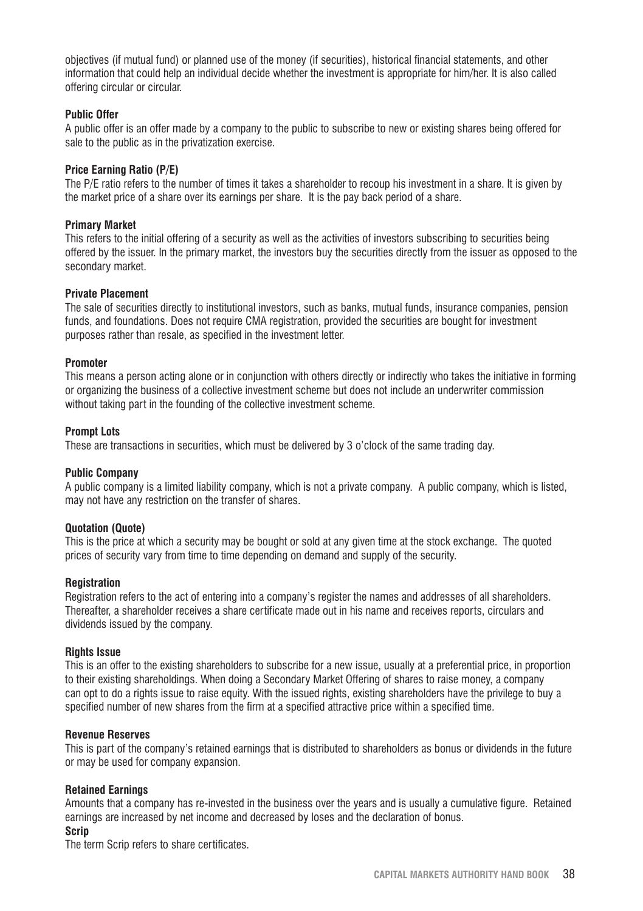objectives (if mutual fund) or planned use of the money (if securities), historical financial statements, and other information that could help an individual decide whether the investment is appropriate for him/her. It is also called offering circular or circular.

**Public Offer**
A public offer is an offer made by a company to the public to subscribe to new or existing shares being offered for sale to the public as in the privatization exercise.

**Price Earning Ratio (P/E)**
The P/E ratio refers to the number of times it takes a shareholder to recoup his investment in a share. It is given by the market price of a share over its earnings per share. It is the pay back period of a share.

**Primary Market**
This refers to the initial offering of a security as well as the activities of investors subscribing to securities being offered by the issuer. In the primary market, the investors buy the securities directly from the issuer as opposed to the secondary market.

**Private Placement**
The sale of securities directly to institutional investors, such as banks, mutual funds, insurance companies, pension funds, and foundations. Does not require CMA registration, provided the securities are bought for investment purposes rather than resale, as specified in the investment letter.

**Promoter**
This means a person acting alone or in conjunction with others directly or indirectly who takes the initiative in forming or organizing the business of a collective investment scheme but does not include an underwriter commission without taking part in the founding of the collective investment scheme.

**Prompt Lots**
These are transactions in securities, which must be delivered by 3 o'clock of the same trading day.

**Public Company**
A public company is a limited liability company, which is not a private company. A public company, which is listed, may not have any restriction on the transfer of shares.

**Quotation (Quote)**
This is the price at which a security may be bought or sold at any given time at the stock exchange. The quoted prices of security vary from time to time depending on demand and supply of the security.

**Registration**
Registration refers to the act of entering into a company's register the names and addresses of all shareholders. Thereafter, a shareholder receives a share certificate made out in his name and receives reports, circulars and dividends issued by the company.

**Rights Issue**
This is an offer to the existing shareholders to subscribe for a new issue, usually at a preferential price, in proportion to their existing shareholdings. When doing a Secondary Market Offering of shares to raise money, a company can opt to do a rights issue to raise equity. With the issued rights, existing shareholders have the privilege to buy a specified number of new shares from the firm at a specified attractive price within a specified time.

**Revenue Reserves**
This is part of the company's retained earnings that is distributed to shareholders as bonus or dividends in the future or may be used for company expansion.

**Retained Earnings**
Amounts that a company has re-invested in the business over the years and is usually a cumulative figure. Retained earnings are increased by net income and decreased by loses and the declaration of bonus.

**Scrip**
The term Scrip refers to share certificates.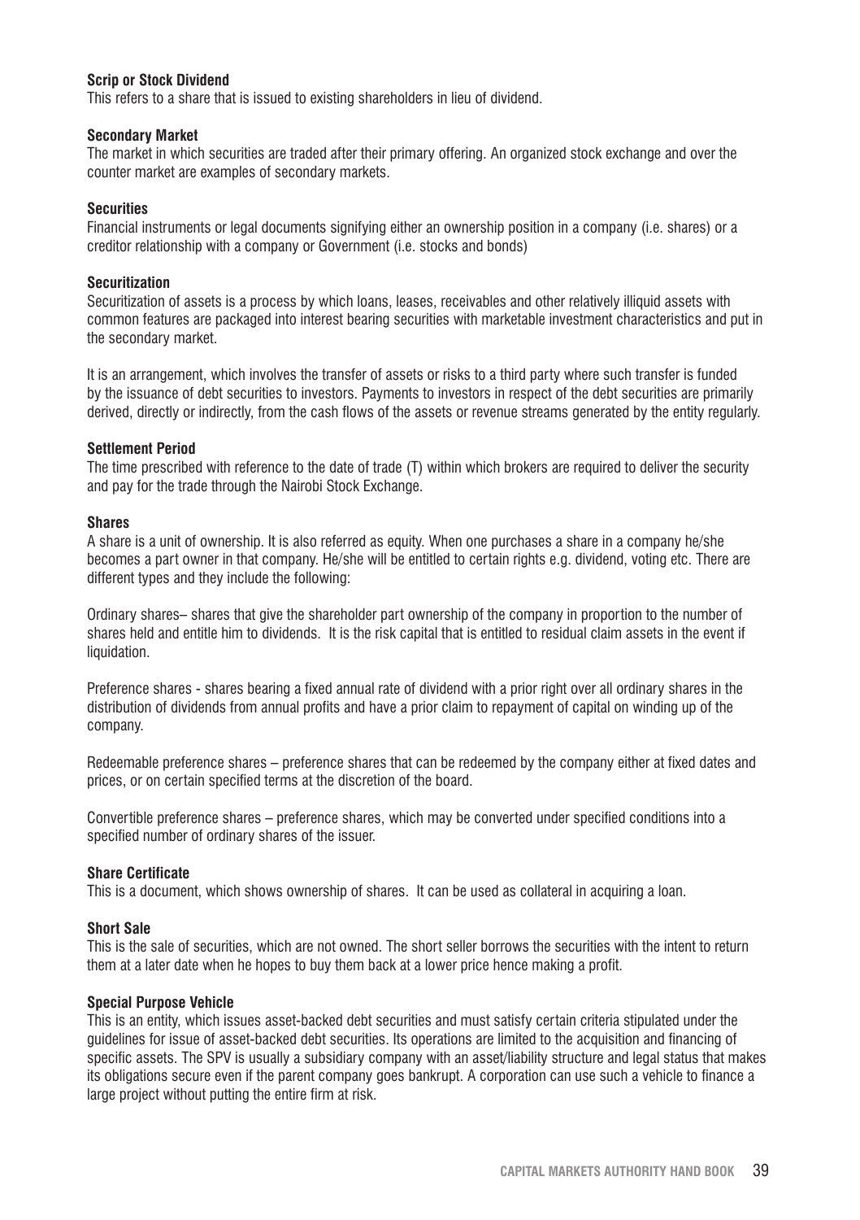**Scrip or Stock Dividend**
This refers to a share that is issued to existing shareholders in lieu of dividend.

**Secondary Market**
The market in which securities are traded after their primary offering. An organized stock exchange and over the counter market are examples of secondary markets.

**Securities**
Financial instruments or legal documents signifying either an ownership position in a company (i.e. shares) or a creditor relationship with a company or Government (i.e. stocks and bonds)

**Securitization**
Securitization of assets is a process by which loans, leases, receivables and other relatively illiquid assets with common features are packaged into interest bearing securities with marketable investment characteristics and put in the secondary market.

It is an arrangement, which involves the transfer of assets or risks to a third party where such transfer is funded by the issuance of debt securities to investors. Payments to investors in respect of the debt securities are primarily derived, directly or indirectly, from the cash flows of the assets or revenue streams generated by the entity regularly.

**Settlement Period**
The time prescribed with reference to the date of trade (T) within which brokers are required to deliver the security and pay for the trade through the Nairobi Stock Exchange.

**Shares**
A share is a unit of ownership. It is also referred as equity. When one purchases a share in a company he/she becomes a part owner in that company. He/she will be entitled to certain rights e.g. dividend, voting etc. There are different types and they include the following:

Ordinary shares– shares that give the shareholder part ownership of the company in proportion to the number of shares held and entitle him to dividends. It is the risk capital that is entitled to residual claim assets in the event if liquidation.

Preference shares - shares bearing a fixed annual rate of dividend with a prior right over all ordinary shares in the distribution of dividends from annual profits and have a prior claim to repayment of capital on winding up of the company.

Redeemable preference shares – preference shares that can be redeemed by the company either at fixed dates and prices, or on certain specified terms at the discretion of the board.

Convertible preference shares – preference shares, which may be converted under specified conditions into a specified number of ordinary shares of the issuer.

**Share Certificate**
This is a document, which shows ownership of shares. It can be used as collateral in acquiring a loan.

**Short Sale**
This is the sale of securities, which are not owned. The short seller borrows the securities with the intent to return them at a later date when he hopes to buy them back at a lower price hence making a profit.

**Special Purpose Vehicle**
This is an entity, which issues asset-backed debt securities and must satisfy certain criteria stipulated under the guidelines for issue of asset-backed debt securities. Its operations are limited to the acquisition and financing of specific assets. The SPV is usually a subsidiary company with an asset/liability structure and legal status that makes its obligations secure even if the parent company goes bankrupt. A corporation can use such a vehicle to finance a large project without putting the entire firm at risk.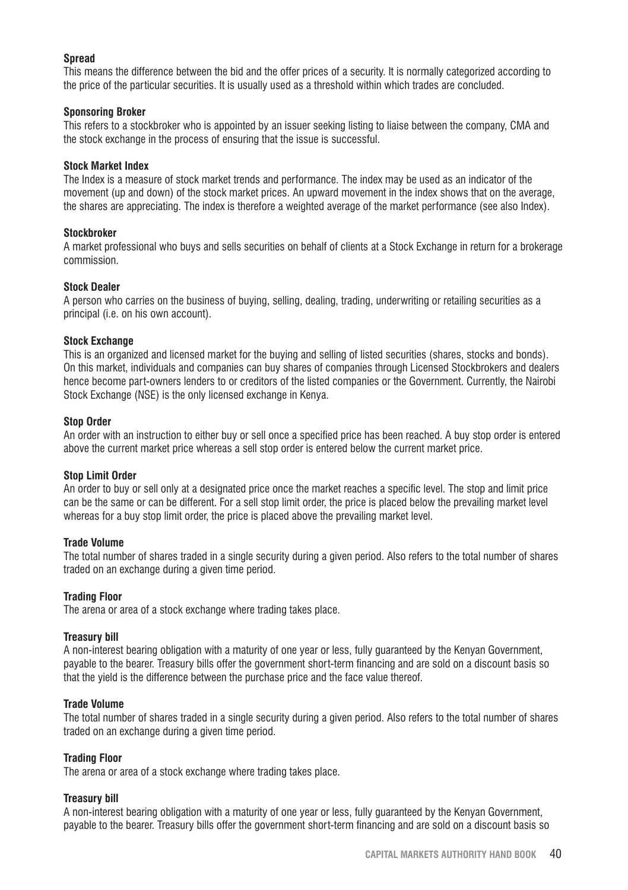**Spread**

This means the difference between the bid and the offer prices of a security. It is normally categorized according to the price of the particular securities. It is usually used as a threshold within which trades are concluded.

**Sponsoring Broker**

This refers to a stockbroker who is appointed by an issuer seeking listing to liaise between the company, CMA and the stock exchange in the process of ensuring that the issue is successful.

**Stock Market Index**

The Index is a measure of stock market trends and performance. The index may be used as an indicator of the movement (up and down) of the stock market prices. An upward movement in the index shows that on the average, the shares are appreciating. The index is therefore a weighted average of the market performance (see also Index).

**Stockbroker**

A market professional who buys and sells securities on behalf of clients at a Stock Exchange in return for a brokerage commission.

**Stock Dealer**

A person who carries on the business of buying, selling, dealing, trading, underwriting or retailing securities as a principal (i.e. on his own account).

**Stock Exchange**

This is an organized and licensed market for the buying and selling of listed securities (shares, stocks and bonds). On this market, individuals and companies can buy shares of companies through Licensed Stockbrokers and dealers hence become part-owners lenders to or creditors of the listed companies or the Government. Currently, the Nairobi Stock Exchange (NSE) is the only licensed exchange in Kenya.

**Stop Order**

An order with an instruction to either buy or sell once a specified price has been reached. A buy stop order is entered above the current market price whereas a sell stop order is entered below the current market price.

**Stop Limit Order**

An order to buy or sell only at a designated price once the market reaches a specific level. The stop and limit price can be the same or can be different. For a sell stop limit order, the price is placed below the prevailing market level whereas for a buy stop limit order, the price is placed above the prevailing market level.

**Trade Volume**

The total number of shares traded in a single security during a given period. Also refers to the total number of shares traded on an exchange during a given time period.

**Trading Floor**

The arena or area of a stock exchange where trading takes place.

**Treasury bill**

A non-interest bearing obligation with a maturity of one year or less, fully guaranteed by the Kenyan Government, payable to the bearer. Treasury bills offer the government short-term financing and are sold on a discount basis so that the yield is the difference between the purchase price and the face value thereof.

**Trade Volume**

The total number of shares traded in a single security during a given period. Also refers to the total number of shares traded on an exchange during a given time period.

**Trading Floor**

The arena or area of a stock exchange where trading takes place.

**Treasury bill**

A non-interest bearing obligation with a maturity of one year or less, fully guaranteed by the Kenyan Government, payable to the bearer. Treasury bills offer the government short-term financing and are sold on a discount basis so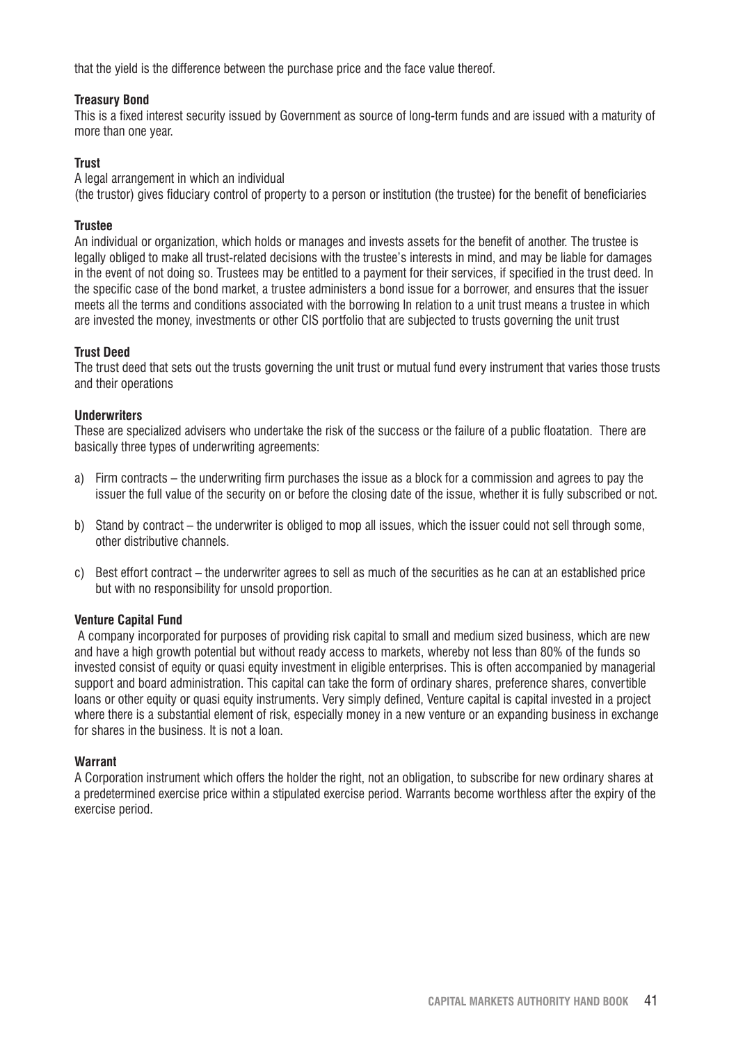that the yield is the difference between the purchase price and the face value thereof.

**Treasury Bond**
This is a fixed interest security issued by Government as source of long-term funds and are issued with a maturity of more than one year.

**Trust**
A legal arrangement in which an individual
(the trustor) gives fiduciary control of property to a person or institution (the trustee) for the benefit of beneficiaries

**Trustee**
An individual or organization, which holds or manages and invests assets for the benefit of another. The trustee is legally obliged to make all trust-related decisions with the trustee's interests in mind, and may be liable for damages in the event of not doing so. Trustees may be entitled to a payment for their services, if specified in the trust deed. In the specific case of the bond market, a trustee administers a bond issue for a borrower, and ensures that the issuer meets all the terms and conditions associated with the borrowing In relation to a unit trust means a trustee in which are invested the money, investments or other CIS portfolio that are subjected to trusts governing the unit trust

**Trust Deed**
The trust deed that sets out the trusts governing the unit trust or mutual fund every instrument that varies those trusts and their operations

**Underwriters**
These are specialized advisers who undertake the risk of the success or the failure of a public floatation. There are basically three types of underwriting agreements:

a) Firm contracts – the underwriting firm purchases the issue as a block for a commission and agrees to pay the issuer the full value of the security on or before the closing date of the issue, whether it is fully subscribed or not.

b) Stand by contract – the underwriter is obliged to mop all issues, which the issuer could not sell through some, other distributive channels.

c) Best effort contract – the underwriter agrees to sell as much of the securities as he can at an established price but with no responsibility for unsold proportion.

**Venture Capital Fund**
A company incorporated for purposes of providing risk capital to small and medium sized business, which are new and have a high growth potential but without ready access to markets, whereby not less than 80% of the funds so invested consist of equity or quasi equity investment in eligible enterprises. This is often accompanied by managerial support and board administration. This capital can take the form of ordinary shares, preference shares, convertible loans or other equity or quasi equity instruments. Very simply defined, Venture capital is capital invested in a project where there is a substantial element of risk, especially money in a new venture or an expanding business in exchange for shares in the business. It is not a loan.

**Warrant**
A Corporation instrument which offers the holder the right, not an obligation, to subscribe for new ordinary shares at a predetermined exercise price within a stipulated exercise period. Warrants become worthless after the expiry of the exercise period.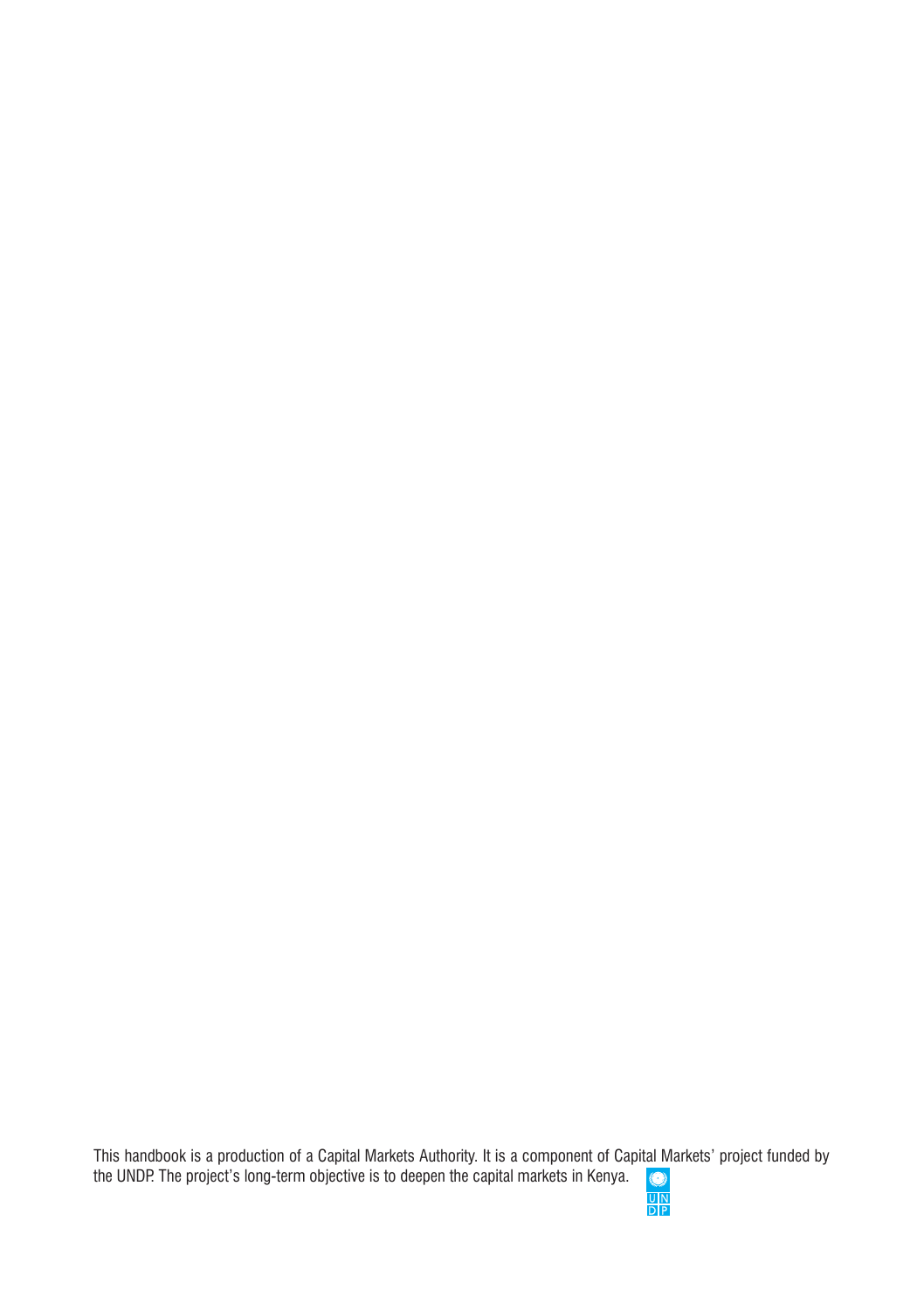This handbook is a production of a Capital Markets Authority. It is a component of Capital Markets' project funded by the UNDP. The project's long-term objective is to deepen the capital markets in Kenya.